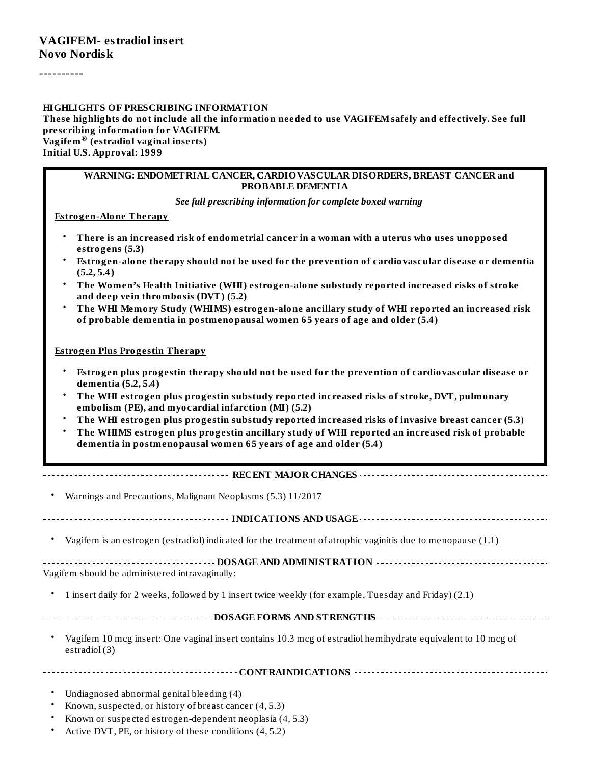# VAGIFEM- estradiol insert
**Novo Nordisk**

----------

## HIGHLIGHTS OF PRESCRIBING INFORMATION

**These highlights do not include all the information needed to use VAGIFEM safely and effectively. See full prescribing information for VAGIFEM.**

**Vagifem® (estradiol vaginal inserts)**

**Initial U.S. Approval: 1999**

### WARNING: ENDOMETRIAL CANCER, CARDIOVASCULAR DISORDERS, BREAST CANCER and PROBABLE DEMENTIA

*See full prescribing information for complete boxed warning*

**Estrogen-Alone Therapy**

- **There is an increased risk of endometrial cancer in a woman with a uterus who uses unopposed estrogens (5.3)**
- **Estrogen-alone therapy should not be used for the prevention of cardiovascular disease or dementia (5.2, 5.4)**
- **The Women's Health Initiative (WHI) estrogen-alone substudy reported increased risks of stroke and deep vein thrombosis (DVT) (5.2)**
- **The WHI Memory Study (WHIMS) estrogen-alone ancillary study of WHI reported an increased risk of probable dementia in postmenopausal women 65 years of age and older (5.4)**

**Estrogen Plus Progestin Therapy**

- **Estrogen plus progestin therapy should not be used for the prevention of cardiovascular disease or dementia (5.2, 5.4)**
- **The WHI estrogen plus progestin substudy reported increased risks of stroke, DVT, pulmonary embolism (PE), and myocardial infarction (MI) (5.2)**
- **The WHI estrogen plus progestin substudy reported increased risks of invasive breast cancer (5.3)**
- **The WHIMS estrogen plus progestin ancillary study of WHI reported an increased risk of probable dementia in postmenopausal women 65 years of age and older (5.4)**

### RECENT MAJOR CHANGES

- Warnings and Precautions, Malignant Neoplasms (5.3) 11/2017

### INDICATIONS AND USAGE

- Vagifem is an estrogen (estradiol) indicated for the treatment of atrophic vaginitis due to menopause (1.1)

### DOSAGE AND ADMINISTRATION

Vagifem should be administered intravaginally:

- 1 insert daily for 2 weeks, followed by 1 insert twice weekly (for example, Tuesday and Friday) (2.1)

### DOSAGE FORMS AND STRENGTHS

- Vagifem 10 mcg insert: One vaginal insert contains 10.3 mcg of estradiol hemihydrate equivalent to 10 mcg of estradiol (3)

### CONTRAINDICATIONS

- Undiagnosed abnormal genital bleeding (4)
- Known, suspected, or history of breast cancer (4, 5.3)
- Known or suspected estrogen-dependent neoplasia (4, 5.3)
- Active DVT, PE, or history of these conditions (4, 5.2)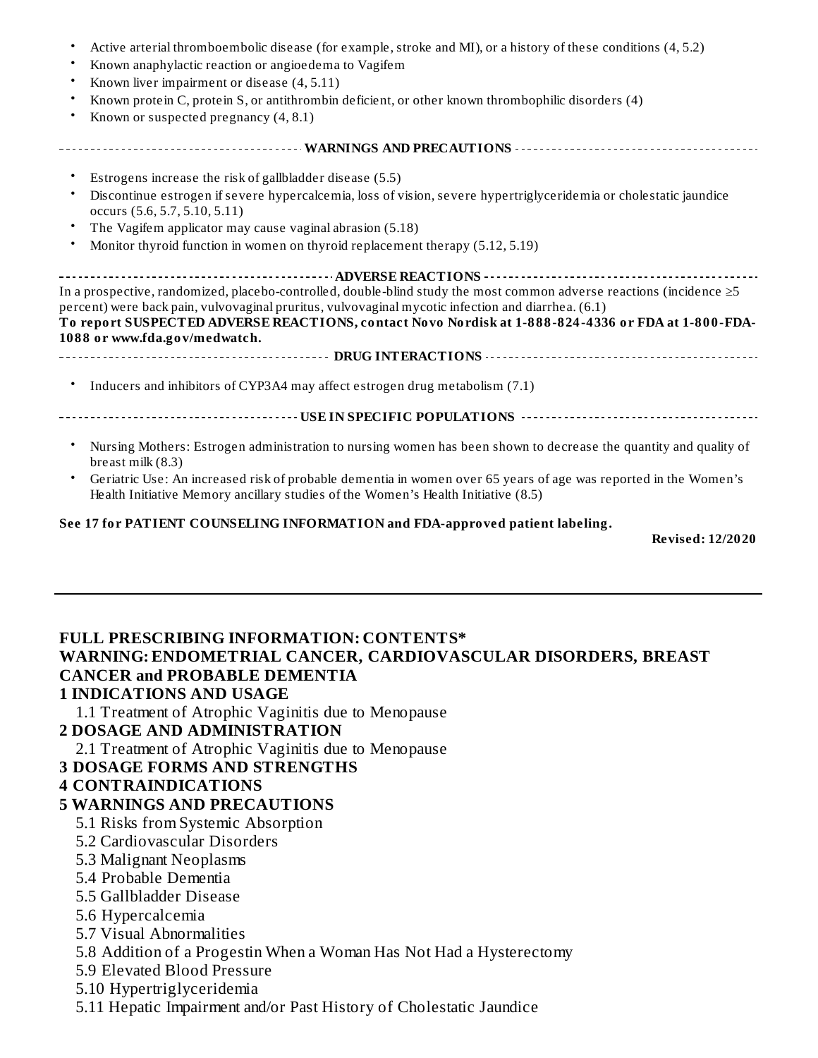- Active arterial thromboembolic disease (for example, stroke and MI), or a history of these conditions (4, 5.2)
- Known anaphylactic reaction or angioedema to Vagifem
- Known liver impairment or disease (4, 5.11)
- Known protein C, protein S, or antithrombin deficient, or other known thrombophilic disorders (4)
- Known or suspected pregnancy (4, 8.1)

**WARNINGS AND PRECAUTIONS**

- Estrogens increase the risk of gallbladder disease (5.5)
- Discontinue estrogen if severe hypercalcemia, loss of vision, severe hypertriglyceridemia or cholestatic jaundice occurs (5.6, 5.7, 5.10, 5.11)
- The Vagifem applicator may cause vaginal abrasion (5.18)
- Monitor thyroid function in women on thyroid replacement therapy (5.12, 5.19)

**ADVERSE REACTIONS**

In a prospective, randomized, placebo-controlled, double-blind study the most common adverse reactions (incidence ≥5 percent) were back pain, vulvovaginal pruritus, vulvovaginal mycotic infection and diarrhea. (6.1)

**To report SUSPECTED ADVERSE REACTIONS, contact Novo Nordisk at 1-888-824-4336 or FDA at 1-800-FDA-1088 or www.fda.gov/medwatch.**

**DRUG INTERACTIONS**

- Inducers and inhibitors of CYP3A4 may affect estrogen drug metabolism (7.1)

**USE IN SPECIFIC POPULATIONS**

- Nursing Mothers: Estrogen administration to nursing women has been shown to decrease the quantity and quality of breast milk (8.3)
- Geriatric Use: An increased risk of probable dementia in women over 65 years of age was reported in the Women's Health Initiative Memory ancillary studies of the Women's Health Initiative (8.5)

**See 17 for PATIENT COUNSELING INFORMATION and FDA-approved patient labeling.**

**Revised: 12/2020**

---

## FULL PRESCRIBING INFORMATION: CONTENTS*

**WARNING: ENDOMETRIAL CANCER, CARDIOVASCULAR DISORDERS, BREAST CANCER and PROBABLE DEMENTIA**

**1 INDICATIONS AND USAGE**

1.1 Treatment of Atrophic Vaginitis due to Menopause

**2 DOSAGE AND ADMINISTRATION**

2.1 Treatment of Atrophic Vaginitis due to Menopause

**3 DOSAGE FORMS AND STRENGTHS**

**4 CONTRAINDICATIONS**

**5 WARNINGS AND PRECAUTIONS**

5.1 Risks from Systemic Absorption

5.2 Cardiovascular Disorders

5.3 Malignant Neoplasms

5.4 Probable Dementia

5.5 Gallbladder Disease

5.6 Hypercalcemia

5.7 Visual Abnormalities

5.8 Addition of a Progestin When a Woman Has Not Had a Hysterectomy

5.9 Elevated Blood Pressure

5.10 Hypertriglyceridemia

5.11 Hepatic Impairment and/or Past History of Cholestatic Jaundice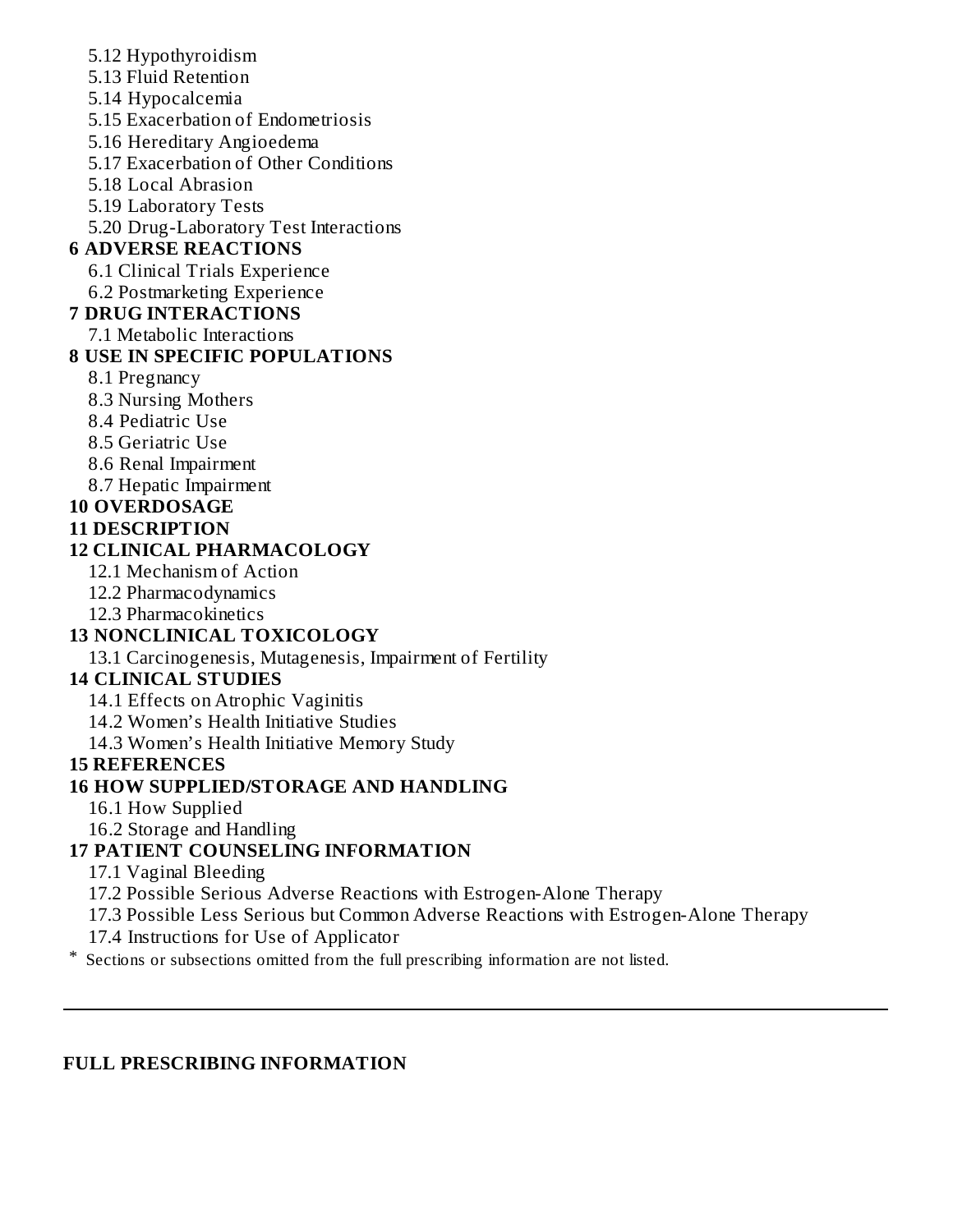5.12 Hypothyroidism
5.13 Fluid Retention
5.14 Hypocalcemia
5.15 Exacerbation of Endometriosis
5.16 Hereditary Angioedema
5.17 Exacerbation of Other Conditions
5.18 Local Abrasion
5.19 Laboratory Tests
5.20 Drug-Laboratory Test Interactions

**6 ADVERSE REACTIONS**

6.1 Clinical Trials Experience
6.2 Postmarketing Experience

**7 DRUG INTERACTIONS**

7.1 Metabolic Interactions

**8 USE IN SPECIFIC POPULATIONS**

8.1 Pregnancy
8.3 Nursing Mothers
8.4 Pediatric Use
8.5 Geriatric Use
8.6 Renal Impairment
8.7 Hepatic Impairment

**10 OVERDOSAGE**

**11 DESCRIPTION**

**12 CLINICAL PHARMACOLOGY**

12.1 Mechanism of Action
12.2 Pharmacodynamics
12.3 Pharmacokinetics

**13 NONCLINICAL TOXICOLOGY**

13.1 Carcinogenesis, Mutagenesis, Impairment of Fertility

**14 CLINICAL STUDIES**

14.1 Effects on Atrophic Vaginitis
14.2 Women's Health Initiative Studies
14.3 Women's Health Initiative Memory Study

**15 REFERENCES**

**16 HOW SUPPLIED/STORAGE AND HANDLING**

16.1 How Supplied
16.2 Storage and Handling

**17 PATIENT COUNSELING INFORMATION**

17.1 Vaginal Bleeding
17.2 Possible Serious Adverse Reactions with Estrogen-Alone Therapy
17.3 Possible Less Serious but Common Adverse Reactions with Estrogen-Alone Therapy
17.4 Instructions for Use of Applicator

* Sections or subsections omitted from the full prescribing information are not listed.

---

## FULL PRESCRIBING INFORMATION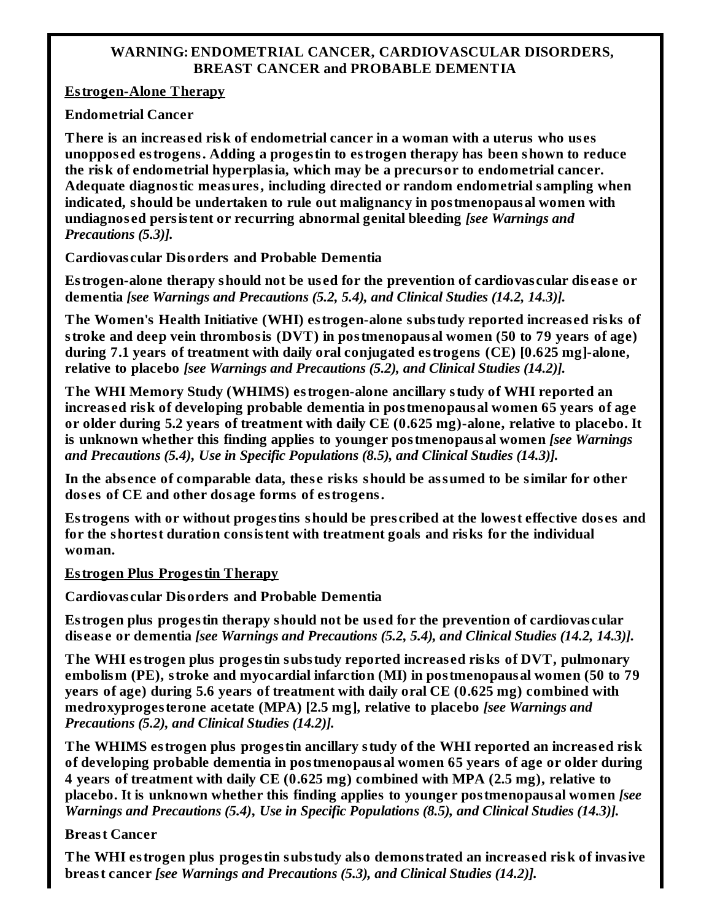## WARNING: ENDOMETRIAL CANCER, CARDIOVASCULAR DISORDERS, BREAST CANCER and PROBABLE DEMENTIA

**Estrogen-Alone Therapy**

**Endometrial Cancer**

**There is an increased risk of endometrial cancer in a woman with a uterus who uses unopposed estrogens. Adding a progestin to estrogen therapy has been shown to reduce the risk of endometrial hyperplasia, which may be a precursor to endometrial cancer. Adequate diagnostic measures, including directed or random endometrial sampling when indicated, should be undertaken to rule out malignancy in postmenopausal women with undiagnosed persistent or recurring abnormal genital bleeding** ***[see Warnings and Precautions (5.3)].***

**Cardiovascular Disorders and Probable Dementia**

**Estrogen-alone therapy should not be used for the prevention of cardiovascular disease or dementia** ***[see Warnings and Precautions (5.2, 5.4), and Clinical Studies (14.2, 14.3)].***

**The Women's Health Initiative (WHI) estrogen-alone substudy reported increased risks of stroke and deep vein thrombosis (DVT) in postmenopausal women (50 to 79 years of age) during 7.1 years of treatment with daily oral conjugated estrogens (CE) [0.625 mg]-alone, relative to placebo** ***[see Warnings and Precautions (5.2), and Clinical Studies (14.2)].***

**The WHI Memory Study (WHIMS) estrogen-alone ancillary study of WHI reported an increased risk of developing probable dementia in postmenopausal women 65 years of age or older during 5.2 years of treatment with daily CE (0.625 mg)-alone, relative to placebo. It is unknown whether this finding applies to younger postmenopausal women** ***[see Warnings and Precautions (5.4), Use in Specific Populations (8.5), and Clinical Studies (14.3)].***

**In the absence of comparable data, these risks should be assumed to be similar for other doses of CE and other dosage forms of estrogens.**

**Estrogens with or without progestins should be prescribed at the lowest effective doses and for the shortest duration consistent with treatment goals and risks for the individual woman.**

**Estrogen Plus Progestin Therapy**

**Cardiovascular Disorders and Probable Dementia**

**Estrogen plus progestin therapy should not be used for the prevention of cardiovascular disease or dementia** ***[see Warnings and Precautions (5.2, 5.4), and Clinical Studies (14.2, 14.3)].***

**The WHI estrogen plus progestin substudy reported increased risks of DVT, pulmonary embolism (PE), stroke and myocardial infarction (MI) in postmenopausal women (50 to 79 years of age) during 5.6 years of treatment with daily oral CE (0.625 mg) combined with medroxyprogesterone acetate (MPA) [2.5 mg], relative to placebo** ***[see Warnings and Precautions (5.2), and Clinical Studies (14.2)].***

**The WHIMS estrogen plus progestin ancillary study of the WHI reported an increased risk of developing probable dementia in postmenopausal women 65 years of age or older during 4 years of treatment with daily CE (0.625 mg) combined with MPA (2.5 mg), relative to placebo. It is unknown whether this finding applies to younger postmenopausal women** ***[see Warnings and Precautions (5.4), Use in Specific Populations (8.5), and Clinical Studies (14.3)].***

**Breast Cancer**

**The WHI estrogen plus progestin substudy also demonstrated an increased risk of invasive breast cancer** ***[see Warnings and Precautions (5.3), and Clinical Studies (14.2)].***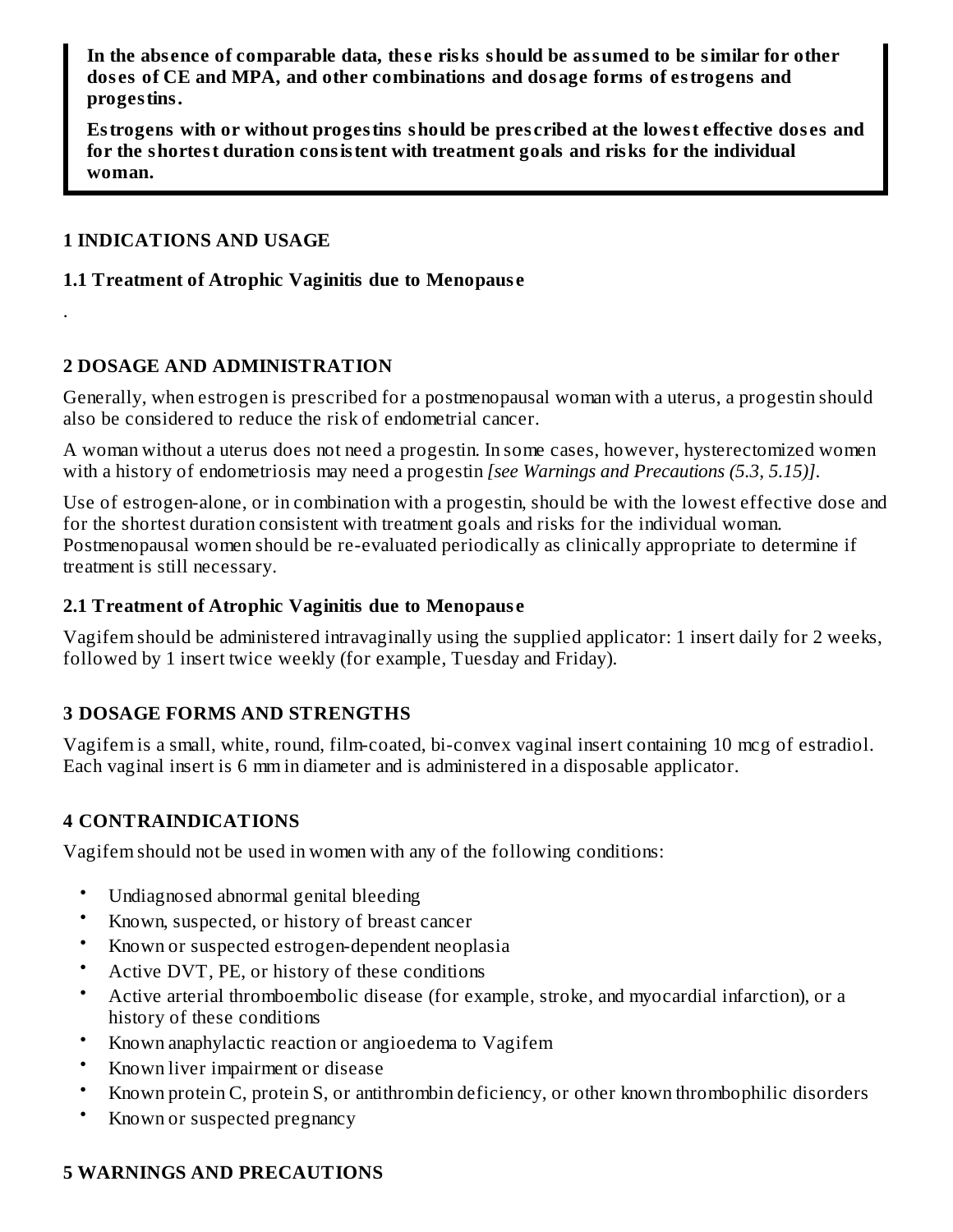**In the absence of comparable data, these risks should be assumed to be similar for other doses of CE and MPA, and other combinations and dosage forms of estrogens and progestins.**

**Estrogens with or without progestins should be prescribed at the lowest effective doses and for the shortest duration consistent with treatment goals and risks for the individual woman.**

## 1 INDICATIONS AND USAGE

### 1.1 Treatment of Atrophic Vaginitis due to Menopause

.

## 2 DOSAGE AND ADMINISTRATION

Generally, when estrogen is prescribed for a postmenopausal woman with a uterus, a progestin should also be considered to reduce the risk of endometrial cancer.

A woman without a uterus does not need a progestin. In some cases, however, hysterectomized women with a history of endometriosis may need a progestin *[see Warnings and Precautions (5.3, 5.15)]*.

Use of estrogen-alone, or in combination with a progestin, should be with the lowest effective dose and for the shortest duration consistent with treatment goals and risks for the individual woman. Postmenopausal women should be re-evaluated periodically as clinically appropriate to determine if treatment is still necessary.

### 2.1 Treatment of Atrophic Vaginitis due to Menopause

Vagifem should be administered intravaginally using the supplied applicator: 1 insert daily for 2 weeks, followed by 1 insert twice weekly (for example, Tuesday and Friday).

## 3 DOSAGE FORMS AND STRENGTHS

Vagifem is a small, white, round, film-coated, bi-convex vaginal insert containing 10 mcg of estradiol. Each vaginal insert is 6 mm in diameter and is administered in a disposable applicator.

## 4 CONTRAINDICATIONS

Vagifem should not be used in women with any of the following conditions:

- Undiagnosed abnormal genital bleeding
- Known, suspected, or history of breast cancer
- Known or suspected estrogen-dependent neoplasia
- Active DVT, PE, or history of these conditions
- Active arterial thromboembolic disease (for example, stroke, and myocardial infarction), or a history of these conditions
- Known anaphylactic reaction or angioedema to Vagifem
- Known liver impairment or disease
- Known protein C, protein S, or antithrombin deficiency, or other known thrombophilic disorders
- Known or suspected pregnancy

## 5 WARNINGS AND PRECAUTIONS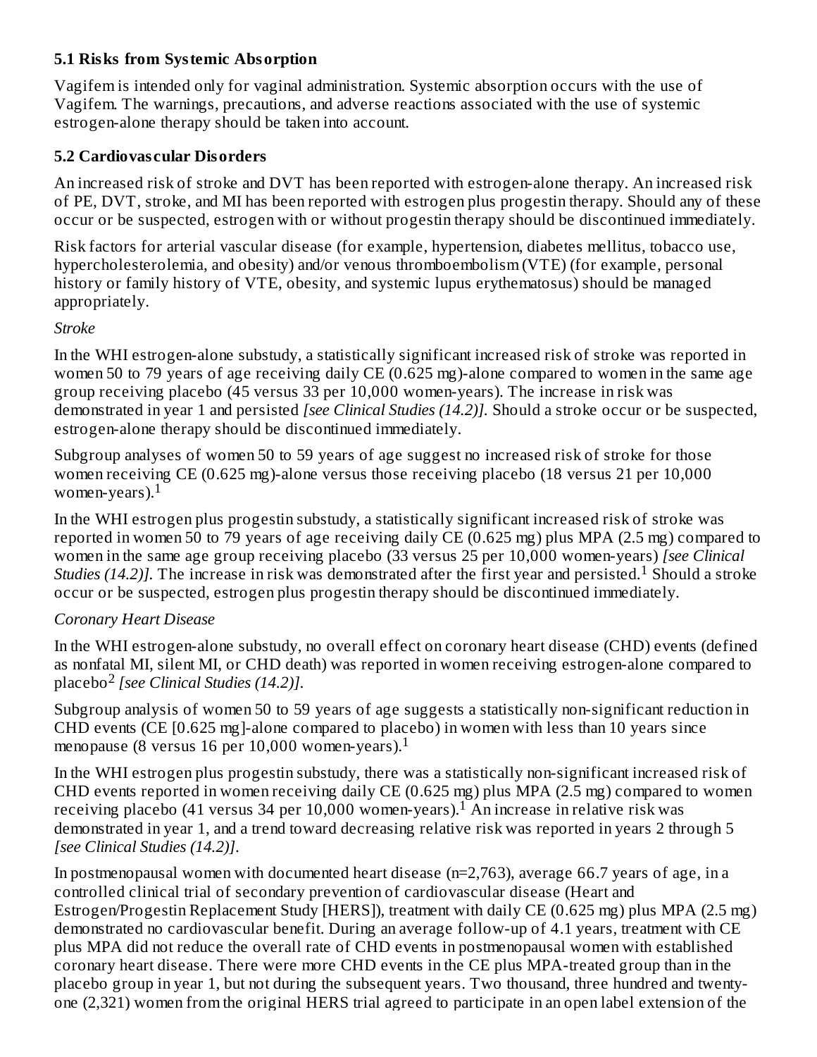### 5.1 Risks from Systemic Absorption

Vagifem is intended only for vaginal administration. Systemic absorption occurs with the use of Vagifem. The warnings, precautions, and adverse reactions associated with the use of systemic estrogen-alone therapy should be taken into account.

### 5.2 Cardiovascular Disorders

An increased risk of stroke and DVT has been reported with estrogen-alone therapy. An increased risk of PE, DVT, stroke, and MI has been reported with estrogen plus progestin therapy. Should any of these occur or be suspected, estrogen with or without progestin therapy should be discontinued immediately.

Risk factors for arterial vascular disease (for example, hypertension, diabetes mellitus, tobacco use, hypercholesterolemia, and obesity) and/or venous thromboembolism (VTE) (for example, personal history or family history of VTE, obesity, and systemic lupus erythematosus) should be managed appropriately.

*Stroke*

In the WHI estrogen-alone substudy, a statistically significant increased risk of stroke was reported in women 50 to 79 years of age receiving daily CE (0.625 mg)-alone compared to women in the same age group receiving placebo (45 versus 33 per 10,000 women-years). The increase in risk was demonstrated in year 1 and persisted *[see Clinical Studies (14.2)]*. Should a stroke occur or be suspected, estrogen-alone therapy should be discontinued immediately.

Subgroup analyses of women 50 to 59 years of age suggest no increased risk of stroke for those women receiving CE (0.625 mg)-alone versus those receiving placebo (18 versus 21 per 10,000 women-years).[1]

In the WHI estrogen plus progestin substudy, a statistically significant increased risk of stroke was reported in women 50 to 79 years of age receiving daily CE (0.625 mg) plus MPA (2.5 mg) compared to women in the same age group receiving placebo (33 versus 25 per 10,000 women-years) *[see Clinical Studies (14.2)]*. The increase in risk was demonstrated after the first year and persisted.[1] Should a stroke occur or be suspected, estrogen plus progestin therapy should be discontinued immediately.

*Coronary Heart Disease*

In the WHI estrogen-alone substudy, no overall effect on coronary heart disease (CHD) events (defined as nonfatal MI, silent MI, or CHD death) was reported in women receiving estrogen-alone compared to placebo[2] *[see Clinical Studies (14.2)]*.

Subgroup analysis of women 50 to 59 years of age suggests a statistically non-significant reduction in CHD events (CE [0.625 mg]-alone compared to placebo) in women with less than 10 years since menopause (8 versus 16 per 10,000 women-years).[1]

In the WHI estrogen plus progestin substudy, there was a statistically non-significant increased risk of CHD events reported in women receiving daily CE (0.625 mg) plus MPA (2.5 mg) compared to women receiving placebo (41 versus 34 per 10,000 women-years).[1] An increase in relative risk was demonstrated in year 1, and a trend toward decreasing relative risk was reported in years 2 through 5 *[see Clinical Studies (14.2)]*.

In postmenopausal women with documented heart disease (n=2,763), average 66.7 years of age, in a controlled clinical trial of secondary prevention of cardiovascular disease (Heart and Estrogen/Progestin Replacement Study [HERS]), treatment with daily CE (0.625 mg) plus MPA (2.5 mg) demonstrated no cardiovascular benefit. During an average follow-up of 4.1 years, treatment with CE plus MPA did not reduce the overall rate of CHD events in postmenopausal women with established coronary heart disease. There were more CHD events in the CE plus MPA-treated group than in the placebo group in year 1, but not during the subsequent years. Two thousand, three hundred and twenty-one (2,321) women from the original HERS trial agreed to participate in an open label extension of the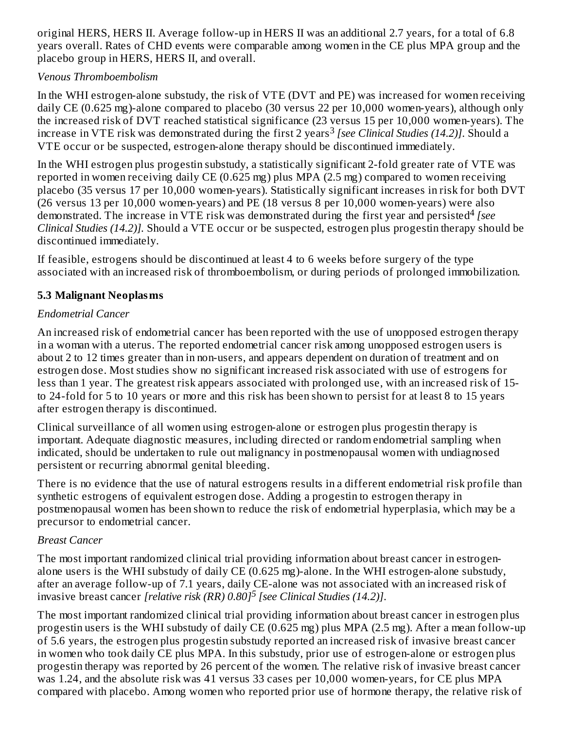original HERS, HERS II. Average follow-up in HERS II was an additional 2.7 years, for a total of 6.8 years overall. Rates of CHD events were comparable among women in the CE plus MPA group and the placebo group in HERS, HERS II, and overall.

*Venous Thromboembolism*

In the WHI estrogen-alone substudy, the risk of VTE (DVT and PE) was increased for women receiving daily CE (0.625 mg)-alone compared to placebo (30 versus 22 per 10,000 women-years), although only the increased risk of DVT reached statistical significance (23 versus 15 per 10,000 women-years). The increase in VTE risk was demonstrated during the first 2 years[3] *[see Clinical Studies (14.2)]*. Should a VTE occur or be suspected, estrogen-alone therapy should be discontinued immediately.

In the WHI estrogen plus progestin substudy, a statistically significant 2-fold greater rate of VTE was reported in women receiving daily CE (0.625 mg) plus MPA (2.5 mg) compared to women receiving placebo (35 versus 17 per 10,000 women-years). Statistically significant increases in risk for both DVT (26 versus 13 per 10,000 women-years) and PE (18 versus 8 per 10,000 women-years) were also demonstrated. The increase in VTE risk was demonstrated during the first year and persisted[4] *[see Clinical Studies (14.2)]*. Should a VTE occur or be suspected, estrogen plus progestin therapy should be discontinued immediately.

If feasible, estrogens should be discontinued at least 4 to 6 weeks before surgery of the type associated with an increased risk of thromboembolism, or during periods of prolonged immobilization.

### 5.3 Malignant Neoplasms

*Endometrial Cancer*

An increased risk of endometrial cancer has been reported with the use of unopposed estrogen therapy in a woman with a uterus. The reported endometrial cancer risk among unopposed estrogen users is about 2 to 12 times greater than in non-users, and appears dependent on duration of treatment and on estrogen dose. Most studies show no significant increased risk associated with use of estrogens for less than 1 year. The greatest risk appears associated with prolonged use, with an increased risk of 15- to 24-fold for 5 to 10 years or more and this risk has been shown to persist for at least 8 to 15 years after estrogen therapy is discontinued.

Clinical surveillance of all women using estrogen-alone or estrogen plus progestin therapy is important. Adequate diagnostic measures, including directed or random endometrial sampling when indicated, should be undertaken to rule out malignancy in postmenopausal women with undiagnosed persistent or recurring abnormal genital bleeding.

There is no evidence that the use of natural estrogens results in a different endometrial risk profile than synthetic estrogens of equivalent estrogen dose. Adding a progestin to estrogen therapy in postmenopausal women has been shown to reduce the risk of endometrial hyperplasia, which may be a precursor to endometrial cancer.

*Breast Cancer*

The most important randomized clinical trial providing information about breast cancer in estrogen-alone users is the WHI substudy of daily CE (0.625 mg)-alone. In the WHI estrogen-alone substudy, after an average follow-up of 7.1 years, daily CE-alone was not associated with an increased risk of invasive breast cancer *[relative risk (RR) 0.80]*[5] *[see Clinical Studies (14.2)]*.

The most important randomized clinical trial providing information about breast cancer in estrogen plus progestin users is the WHI substudy of daily CE (0.625 mg) plus MPA (2.5 mg). After a mean follow-up of 5.6 years, the estrogen plus progestin substudy reported an increased risk of invasive breast cancer in women who took daily CE plus MPA. In this substudy, prior use of estrogen-alone or estrogen plus progestin therapy was reported by 26 percent of the women. The relative risk of invasive breast cancer was 1.24, and the absolute risk was 41 versus 33 cases per 10,000 women-years, for CE plus MPA compared with placebo. Among women who reported prior use of hormone therapy, the relative risk of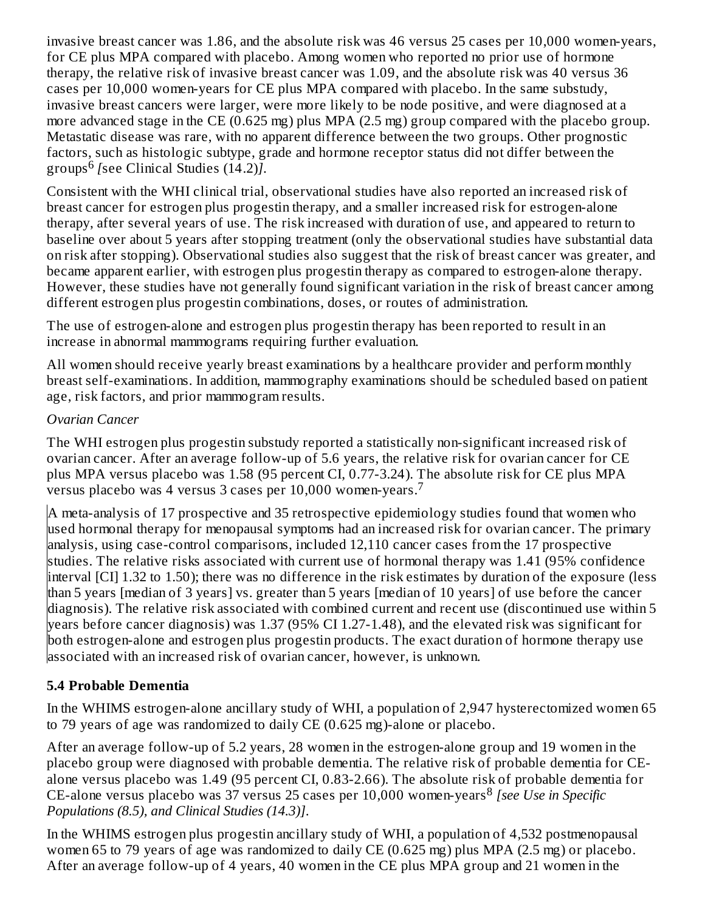invasive breast cancer was 1.86, and the absolute risk was 46 versus 25 cases per 10,000 women-years, for CE plus MPA compared with placebo. Among women who reported no prior use of hormone therapy, the relative risk of invasive breast cancer was 1.09, and the absolute risk was 40 versus 36 cases per 10,000 women-years for CE plus MPA compared with placebo. In the same substudy, invasive breast cancers were larger, were more likely to be node positive, and were diagnosed at a more advanced stage in the CE (0.625 mg) plus MPA (2.5 mg) group compared with the placebo group. Metastatic disease was rare, with no apparent difference between the two groups. Other prognostic factors, such as histologic subtype, grade and hormone receptor status did not differ between the groups[6] *[see Clinical Studies (14.2)]*.

Consistent with the WHI clinical trial, observational studies have also reported an increased risk of breast cancer for estrogen plus progestin therapy, and a smaller increased risk for estrogen-alone therapy, after several years of use. The risk increased with duration of use, and appeared to return to baseline over about 5 years after stopping treatment (only the observational studies have substantial data on risk after stopping). Observational studies also suggest that the risk of breast cancer was greater, and became apparent earlier, with estrogen plus progestin therapy as compared to estrogen-alone therapy. However, these studies have not generally found significant variation in the risk of breast cancer among different estrogen plus progestin combinations, doses, or routes of administration.

The use of estrogen-alone and estrogen plus progestin therapy has been reported to result in an increase in abnormal mammograms requiring further evaluation.

All women should receive yearly breast examinations by a healthcare provider and perform monthly breast self-examinations. In addition, mammography examinations should be scheduled based on patient age, risk factors, and prior mammogram results.

*Ovarian Cancer*

The WHI estrogen plus progestin substudy reported a statistically non-significant increased risk of ovarian cancer. After an average follow-up of 5.6 years, the relative risk for ovarian cancer for CE plus MPA versus placebo was 1.58 (95 percent CI, 0.77-3.24). The absolute risk for CE plus MPA versus placebo was 4 versus 3 cases per 10,000 women-years.[7]

A meta-analysis of 17 prospective and 35 retrospective epidemiology studies found that women who used hormonal therapy for menopausal symptoms had an increased risk for ovarian cancer. The primary analysis, using case-control comparisons, included 12,110 cancer cases from the 17 prospective studies. The relative risks associated with current use of hormonal therapy was 1.41 (95% confidence interval [CI] 1.32 to 1.50); there was no difference in the risk estimates by duration of the exposure (less than 5 years [median of 3 years] vs. greater than 5 years [median of 10 years] of use before the cancer diagnosis). The relative risk associated with combined current and recent use (discontinued use within 5 years before cancer diagnosis) was 1.37 (95% CI 1.27-1.48), and the elevated risk was significant for both estrogen-alone and estrogen plus progestin products. The exact duration of hormone therapy use associated with an increased risk of ovarian cancer, however, is unknown.

### 5.4 Probable Dementia

In the WHIMS estrogen-alone ancillary study of WHI, a population of 2,947 hysterectomized women 65 to 79 years of age was randomized to daily CE (0.625 mg)-alone or placebo.

After an average follow-up of 5.2 years, 28 women in the estrogen-alone group and 19 women in the placebo group were diagnosed with probable dementia. The relative risk of probable dementia for CE-alone versus placebo was 1.49 (95 percent CI, 0.83-2.66). The absolute risk of probable dementia for CE-alone versus placebo was 37 versus 25 cases per 10,000 women-years[8] *[see Use in Specific Populations (8.5), and Clinical Studies (14.3)]*.

In the WHIMS estrogen plus progestin ancillary study of WHI, a population of 4,532 postmenopausal women 65 to 79 years of age was randomized to daily CE (0.625 mg) plus MPA (2.5 mg) or placebo. After an average follow-up of 4 years, 40 women in the CE plus MPA group and 21 women in the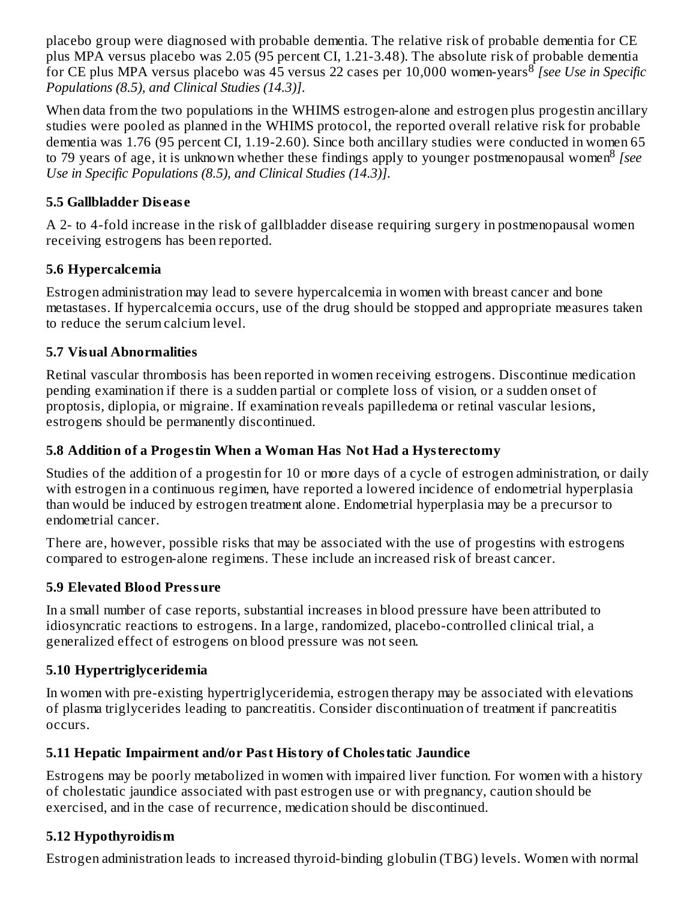placebo group were diagnosed with probable dementia. The relative risk of probable dementia for CE plus MPA versus placebo was 2.05 (95 percent CI, 1.21-3.48). The absolute risk of probable dementia for CE plus MPA versus placebo was 45 versus 22 cases per 10,000 women-years[8] *[see Use in Specific Populations (8.5), and Clinical Studies (14.3)]*.

When data from the two populations in the WHIMS estrogen-alone and estrogen plus progestin ancillary studies were pooled as planned in the WHIMS protocol, the reported overall relative risk for probable dementia was 1.76 (95 percent CI, 1.19-2.60). Since both ancillary studies were conducted in women 65 to 79 years of age, it is unknown whether these findings apply to younger postmenopausal women[8] *[see Use in Specific Populations (8.5), and Clinical Studies (14.3)]*.

### 5.5 Gallbladder Disease

A 2- to 4-fold increase in the risk of gallbladder disease requiring surgery in postmenopausal women receiving estrogens has been reported.

### 5.6 Hypercalcemia

Estrogen administration may lead to severe hypercalcemia in women with breast cancer and bone metastases. If hypercalcemia occurs, use of the drug should be stopped and appropriate measures taken to reduce the serum calcium level.

### 5.7 Visual Abnormalities

Retinal vascular thrombosis has been reported in women receiving estrogens. Discontinue medication pending examination if there is a sudden partial or complete loss of vision, or a sudden onset of proptosis, diplopia, or migraine. If examination reveals papilledema or retinal vascular lesions, estrogens should be permanently discontinued.

### 5.8 Addition of a Progestin When a Woman Has Not Had a Hysterectomy

Studies of the addition of a progestin for 10 or more days of a cycle of estrogen administration, or daily with estrogen in a continuous regimen, have reported a lowered incidence of endometrial hyperplasia than would be induced by estrogen treatment alone. Endometrial hyperplasia may be a precursor to endometrial cancer.

There are, however, possible risks that may be associated with the use of progestins with estrogens compared to estrogen-alone regimens. These include an increased risk of breast cancer.

### 5.9 Elevated Blood Pressure

In a small number of case reports, substantial increases in blood pressure have been attributed to idiosyncratic reactions to estrogens. In a large, randomized, placebo-controlled clinical trial, a generalized effect of estrogens on blood pressure was not seen.

### 5.10 Hypertriglyceridemia

In women with pre-existing hypertriglyceridemia, estrogen therapy may be associated with elevations of plasma triglycerides leading to pancreatitis. Consider discontinuation of treatment if pancreatitis occurs.

### 5.11 Hepatic Impairment and/or Past History of Cholestatic Jaundice

Estrogens may be poorly metabolized in women with impaired liver function. For women with a history of cholestatic jaundice associated with past estrogen use or with pregnancy, caution should be exercised, and in the case of recurrence, medication should be discontinued.

### 5.12 Hypothyroidism

Estrogen administration leads to increased thyroid-binding globulin (TBG) levels. Women with normal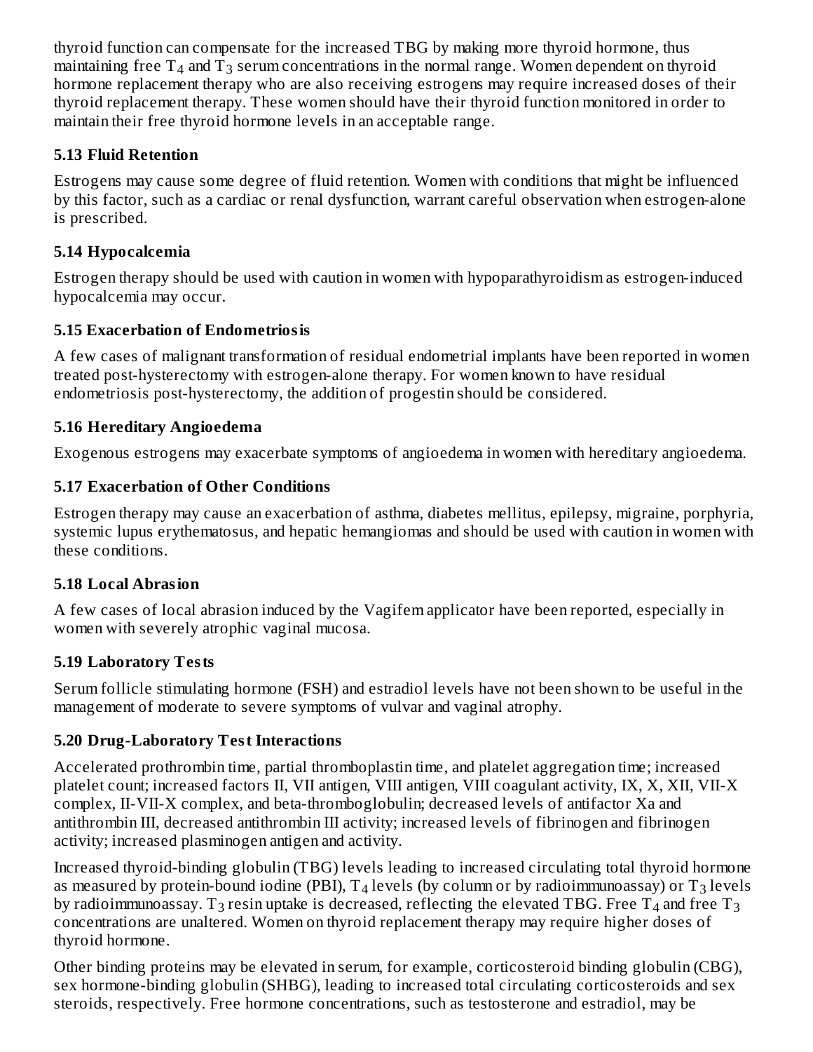thyroid function can compensate for the increased TBG by making more thyroid hormone, thus maintaining free $T_4$ and $T_3$ serum concentrations in the normal range. Women dependent on thyroid hormone replacement therapy who are also receiving estrogens may require increased doses of their thyroid replacement therapy. These women should have their thyroid function monitored in order to maintain their free thyroid hormone levels in an acceptable range.

### 5.13 Fluid Retention

Estrogens may cause some degree of fluid retention. Women with conditions that might be influenced by this factor, such as a cardiac or renal dysfunction, warrant careful observation when estrogen-alone is prescribed.

### 5.14 Hypocalcemia

Estrogen therapy should be used with caution in women with hypoparathyroidism as estrogen-induced hypocalcemia may occur.

### 5.15 Exacerbation of Endometriosis

A few cases of malignant transformation of residual endometrial implants have been reported in women treated post-hysterectomy with estrogen-alone therapy. For women known to have residual endometriosis post-hysterectomy, the addition of progestin should be considered.

### 5.16 Hereditary Angioedema

Exogenous estrogens may exacerbate symptoms of angioedema in women with hereditary angioedema.

### 5.17 Exacerbation of Other Conditions

Estrogen therapy may cause an exacerbation of asthma, diabetes mellitus, epilepsy, migraine, porphyria, systemic lupus erythematosus, and hepatic hemangiomas and should be used with caution in women with these conditions.

### 5.18 Local Abrasion

A few cases of local abrasion induced by the Vagifem applicator have been reported, especially in women with severely atrophic vaginal mucosa.

### 5.19 Laboratory Tests

Serum follicle stimulating hormone (FSH) and estradiol levels have not been shown to be useful in the management of moderate to severe symptoms of vulvar and vaginal atrophy.

### 5.20 Drug-Laboratory Test Interactions

Accelerated prothrombin time, partial thromboplastin time, and platelet aggregation time; increased platelet count; increased factors II, VII antigen, VIII antigen, VIII coagulant activity, IX, X, XII, VII-X complex, II-VII-X complex, and beta-thromboglobulin; decreased levels of antifactor Xa and antithrombin III, decreased antithrombin III activity; increased levels of fibrinogen and fibrinogen activity; increased plasminogen antigen and activity.

Increased thyroid-binding globulin (TBG) levels leading to increased circulating total thyroid hormone as measured by protein-bound iodine (PBI), $T_4$ levels (by column or by radioimmunoassay) or $T_3$ levels by radioimmunoassay. $T_3$ resin uptake is decreased, reflecting the elevated TBG. Free $T_4$ and free $T_3$ concentrations are unaltered. Women on thyroid replacement therapy may require higher doses of thyroid hormone.

Other binding proteins may be elevated in serum, for example, corticosteroid binding globulin (CBG), sex hormone-binding globulin (SHBG), leading to increased total circulating corticosteroids and sex steroids, respectively. Free hormone concentrations, such as testosterone and estradiol, may be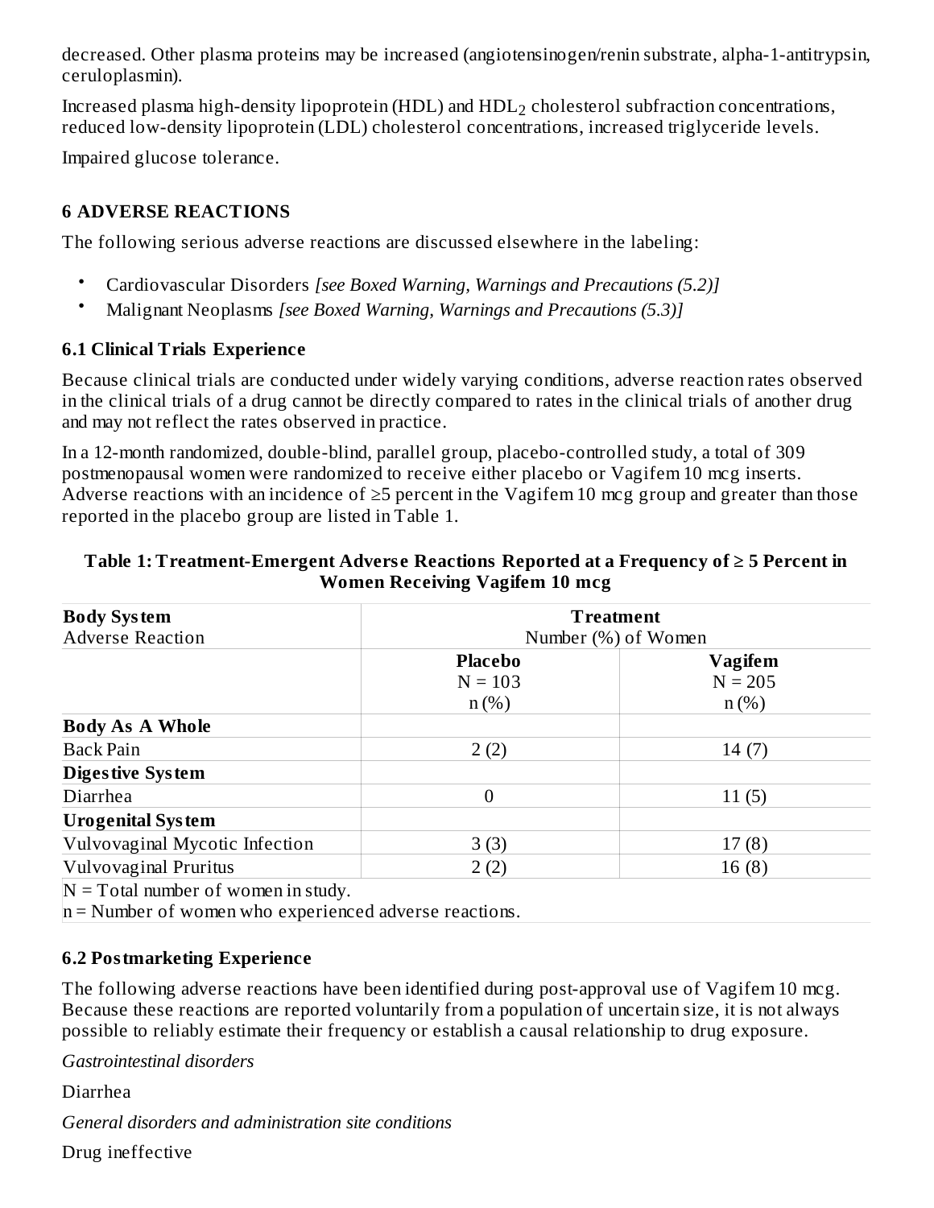decreased. Other plasma proteins may be increased (angiotensinogen/renin substrate, alpha-1-antitrypsin, ceruloplasmin).

Increased plasma high-density lipoprotein (HDL) and $HDL_2$ cholesterol subfraction concentrations, reduced low-density lipoprotein (LDL) cholesterol concentrations, increased triglyceride levels.

Impaired glucose tolerance.

## 6 ADVERSE REACTIONS

The following serious adverse reactions are discussed elsewhere in the labeling:

- Cardiovascular Disorders *[see Boxed Warning, Warnings and Precautions (5.2)]*
- Malignant Neoplasms *[see Boxed Warning, Warnings and Precautions (5.3)]*

### 6.1 Clinical Trials Experience

Because clinical trials are conducted under widely varying conditions, adverse reaction rates observed in the clinical trials of a drug cannot be directly compared to rates in the clinical trials of another drug and may not reflect the rates observed in practice.

In a 12-month randomized, double-blind, parallel group, placebo-controlled study, a total of 309 postmenopausal women were randomized to receive either placebo or Vagifem 10 mcg inserts. Adverse reactions with an incidence of ≥5 percent in the Vagifem 10 mcg group and greater than those reported in the placebo group are listed in Table 1.

**Table 1: Treatment-Emergent Adverse Reactions Reported at a Frequency of ≥ 5 Percent in Women Receiving Vagifem 10 mcg**

| **Body System**<br>Adverse Reaction | **Treatment**<br>Number (%) of Women | |
|---|---|---|
| | **Placebo**<br>N = 103<br>n (%) | **Vagifem**<br>N = 205<br>n (%) |
| **Body As A Whole** | | |
| Back Pain | 2 (2) | 14 (7) |
| **Digestive System** | | |
| Diarrhea | 0 | 11 (5) |
| **Urogenital System** | | |
| Vulvovaginal Mycotic Infection | 3 (3) | 17 (8) |
| Vulvovaginal Pruritus | 2 (2) | 16 (8) |

N = Total number of women in study.
n = Number of women who experienced adverse reactions.

### 6.2 Postmarketing Experience

The following adverse reactions have been identified during post-approval use of Vagifem 10 mcg. Because these reactions are reported voluntarily from a population of uncertain size, it is not always possible to reliably estimate their frequency or establish a causal relationship to drug exposure.

*Gastrointestinal disorders*

Diarrhea

*General disorders and administration site conditions*

Drug ineffective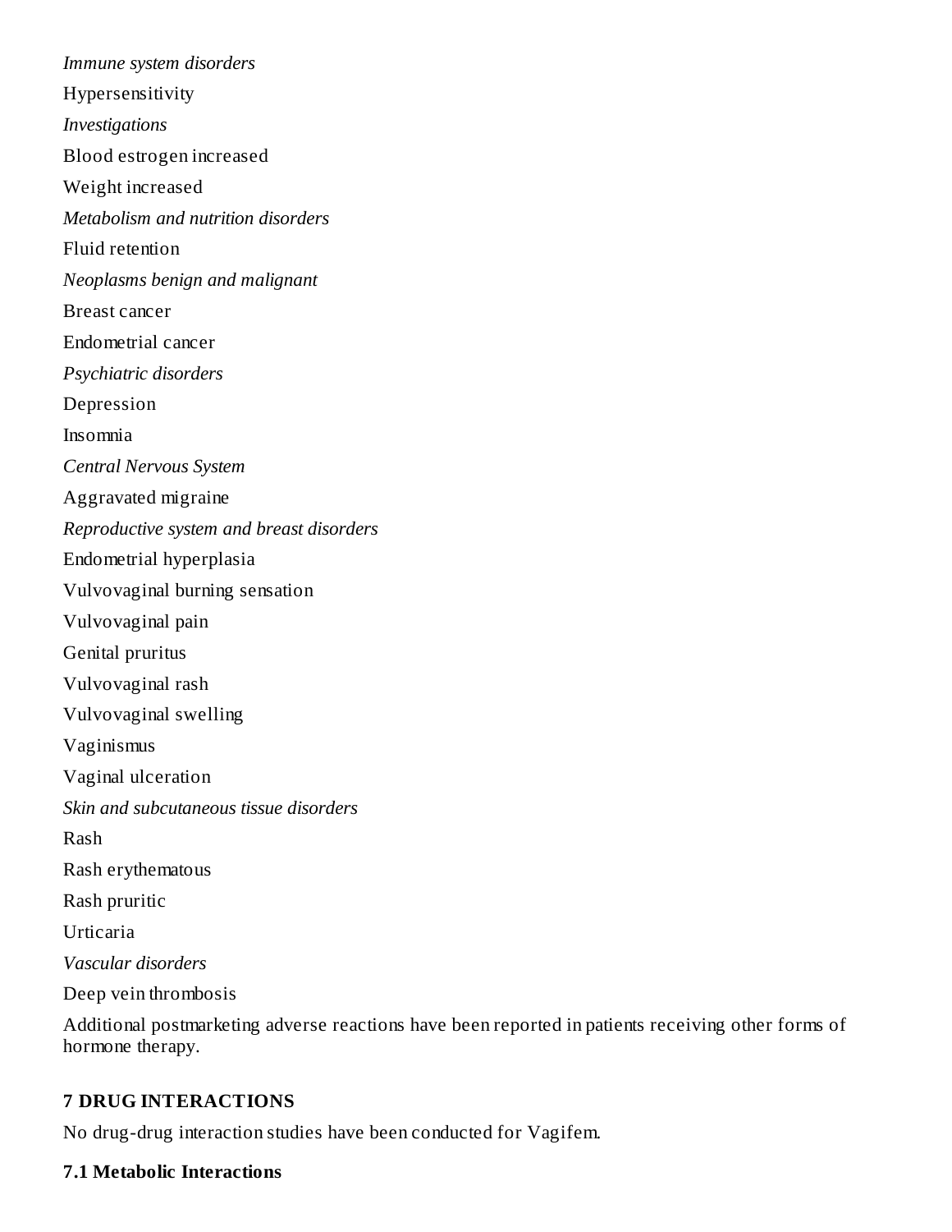*Immune system disorders*

Hypersensitivity

*Investigations*

Blood estrogen increased

Weight increased

*Metabolism and nutrition disorders*

Fluid retention

*Neoplasms benign and malignant*

Breast cancer

Endometrial cancer

*Psychiatric disorders*

Depression

Insomnia

*Central Nervous System*

Aggravated migraine

*Reproductive system and breast disorders*

Endometrial hyperplasia

Vulvovaginal burning sensation

Vulvovaginal pain

Genital pruritus

Vulvovaginal rash

Vulvovaginal swelling

Vaginismus

Vaginal ulceration

*Skin and subcutaneous tissue disorders*

Rash

Rash erythematous

Rash pruritic

Urticaria

*Vascular disorders*

Deep vein thrombosis

Additional postmarketing adverse reactions have been reported in patients receiving other forms of hormone therapy.

## 7 DRUG INTERACTIONS

No drug-drug interaction studies have been conducted for Vagifem.

### 7.1 Metabolic Interactions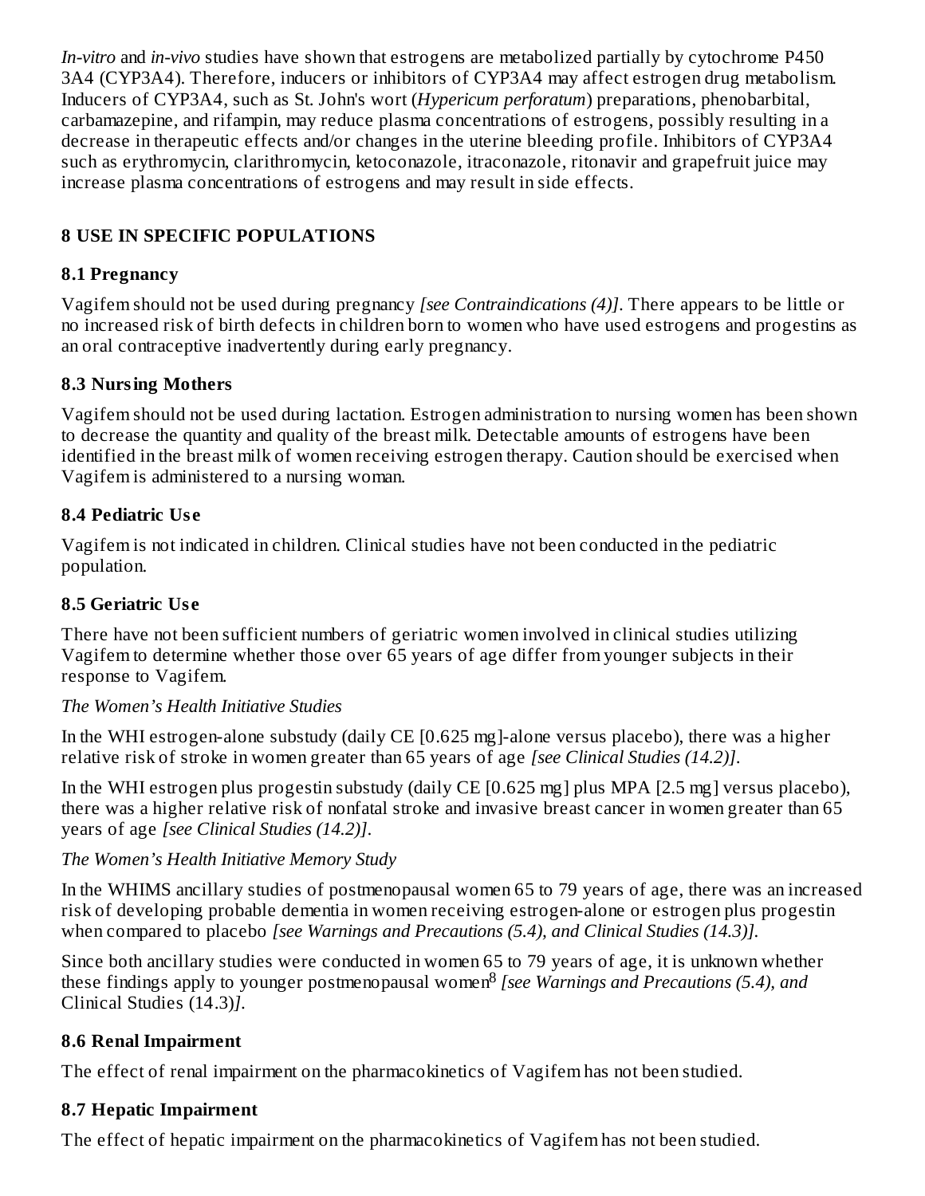*In-vitro* and *in-vivo* studies have shown that estrogens are metabolized partially by cytochrome P450 3A4 (CYP3A4). Therefore, inducers or inhibitors of CYP3A4 may affect estrogen drug metabolism. Inducers of CYP3A4, such as St. John's wort (*Hypericum perforatum*) preparations, phenobarbital, carbamazepine, and rifampin, may reduce plasma concentrations of estrogens, possibly resulting in a decrease in therapeutic effects and/or changes in the uterine bleeding profile. Inhibitors of CYP3A4 such as erythromycin, clarithromycin, ketoconazole, itraconazole, ritonavir and grapefruit juice may increase plasma concentrations of estrogens and may result in side effects.

## 8 USE IN SPECIFIC POPULATIONS

### 8.1 Pregnancy

Vagifem should not be used during pregnancy *[see Contraindications (4)]*. There appears to be little or no increased risk of birth defects in children born to women who have used estrogens and progestins as an oral contraceptive inadvertently during early pregnancy.

### 8.3 Nursing Mothers

Vagifem should not be used during lactation. Estrogen administration to nursing women has been shown to decrease the quantity and quality of the breast milk. Detectable amounts of estrogens have been identified in the breast milk of women receiving estrogen therapy. Caution should be exercised when Vagifem is administered to a nursing woman.

### 8.4 Pediatric Use

Vagifem is not indicated in children. Clinical studies have not been conducted in the pediatric population.

### 8.5 Geriatric Use

There have not been sufficient numbers of geriatric women involved in clinical studies utilizing Vagifem to determine whether those over 65 years of age differ from younger subjects in their response to Vagifem.

*The Women's Health Initiative Studies*

In the WHI estrogen-alone substudy (daily CE [0.625 mg]-alone versus placebo), there was a higher relative risk of stroke in women greater than 65 years of age *[see Clinical Studies (14.2)]*.

In the WHI estrogen plus progestin substudy (daily CE [0.625 mg] plus MPA [2.5 mg] versus placebo), there was a higher relative risk of nonfatal stroke and invasive breast cancer in women greater than 65 years of age *[see Clinical Studies (14.2)]*.

*The Women's Health Initiative Memory Study*

In the WHIMS ancillary studies of postmenopausal women 65 to 79 years of age, there was an increased risk of developing probable dementia in women receiving estrogen-alone or estrogen plus progestin when compared to placebo *[see Warnings and Precautions (5.4), and Clinical Studies (14.3)]*.

Since both ancillary studies were conducted in women 65 to 79 years of age, it is unknown whether these findings apply to younger postmenopausal women[8] *[see Warnings and Precautions (5.4), and* Clinical Studies (14.3)*]*.

### 8.6 Renal Impairment

The effect of renal impairment on the pharmacokinetics of Vagifem has not been studied.

### 8.7 Hepatic Impairment

The effect of hepatic impairment on the pharmacokinetics of Vagifem has not been studied.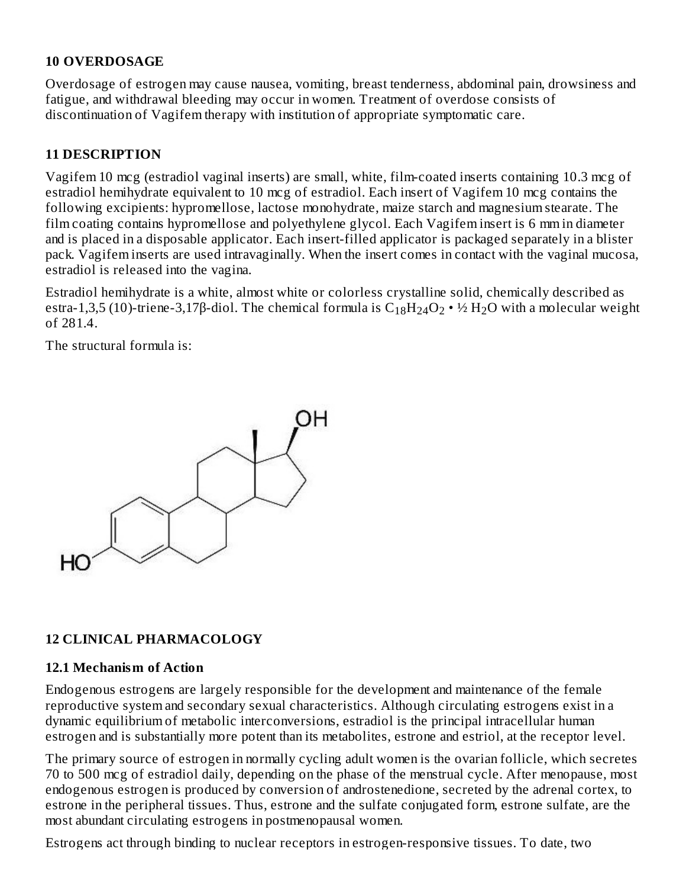## 10 OVERDOSAGE

Overdosage of estrogen may cause nausea, vomiting, breast tenderness, abdominal pain, drowsiness and fatigue, and withdrawal bleeding may occur in women. Treatment of overdose consists of discontinuation of Vagifem therapy with institution of appropriate symptomatic care.

## 11 DESCRIPTION

Vagifem 10 mcg (estradiol vaginal inserts) are small, white, film-coated inserts containing 10.3 mcg of estradiol hemihydrate equivalent to 10 mcg of estradiol. Each insert of Vagifem 10 mcg contains the following excipients: hypromellose, lactose monohydrate, maize starch and magnesium stearate. The film coating contains hypromellose and polyethylene glycol. Each Vagifem insert is 6 mm in diameter and is placed in a disposable applicator. Each insert-filled applicator is packaged separately in a blister pack. Vagifem inserts are used intravaginally. When the insert comes in contact with the vaginal mucosa, estradiol is released into the vagina.

Estradiol hemihydrate is a white, almost white or colorless crystalline solid, chemically described as estra-1,3,5 (10)-triene-3,17β-diol. The chemical formula is $C_{18}H_{24}O_2 \cdot ½ H_2O$ with a molecular weight of 281.4.

The structural formula is:

## 12 CLINICAL PHARMACOLOGY

### 12.1 Mechanism of Action

Endogenous estrogens are largely responsible for the development and maintenance of the female reproductive system and secondary sexual characteristics. Although circulating estrogens exist in a dynamic equilibrium of metabolic interconversions, estradiol is the principal intracellular human estrogen and is substantially more potent than its metabolites, estrone and estriol, at the receptor level.

The primary source of estrogen in normally cycling adult women is the ovarian follicle, which secretes 70 to 500 mcg of estradiol daily, depending on the phase of the menstrual cycle. After menopause, most endogenous estrogen is produced by conversion of androstenedione, secreted by the adrenal cortex, to estrone in the peripheral tissues. Thus, estrone and the sulfate conjugated form, estrone sulfate, are the most abundant circulating estrogens in postmenopausal women.

Estrogens act through binding to nuclear receptors in estrogen-responsive tissues. To date, two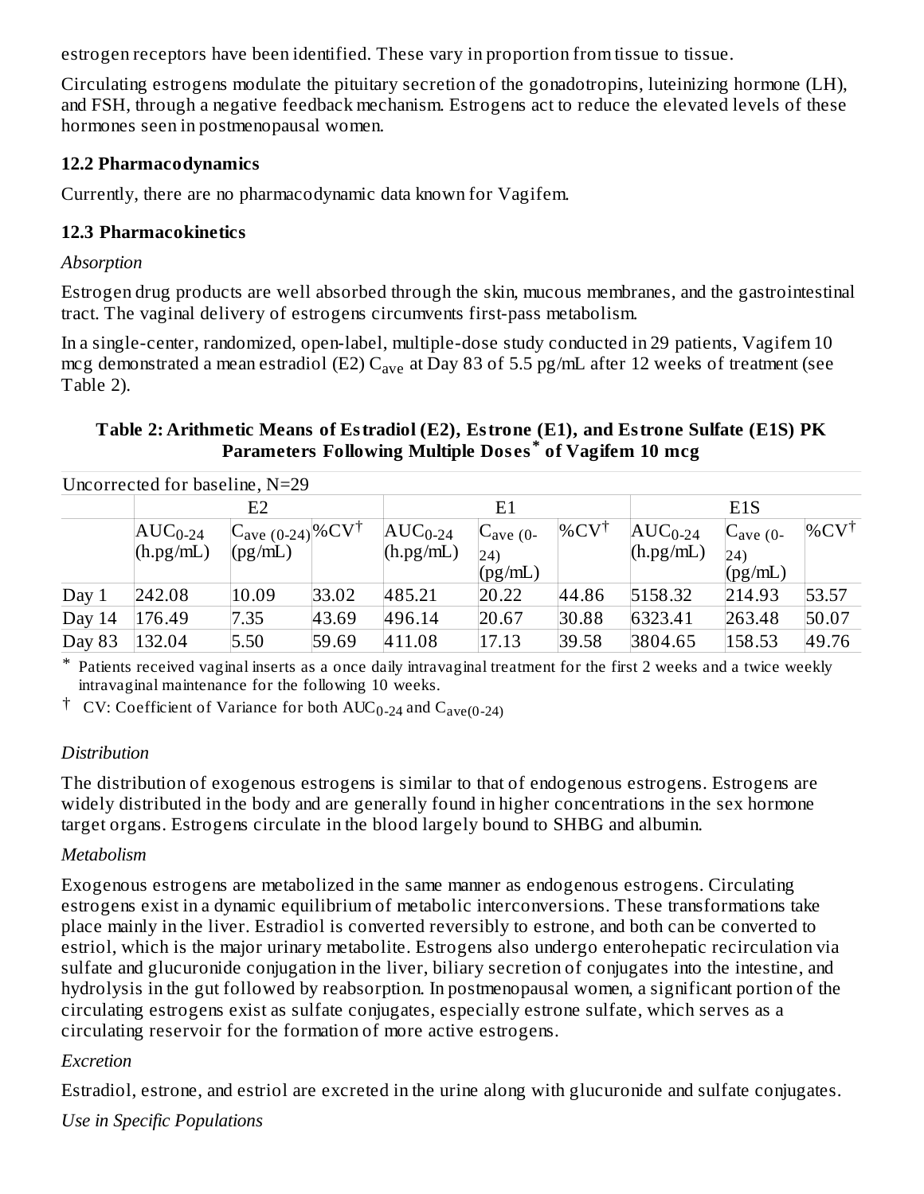estrogen receptors have been identified. These vary in proportion from tissue to tissue.

Circulating estrogens modulate the pituitary secretion of the gonadotropins, luteinizing hormone (LH), and FSH, through a negative feedback mechanism. Estrogens act to reduce the elevated levels of these hormones seen in postmenopausal women.

### 12.2 Pharmacodynamics

Currently, there are no pharmacodynamic data known for Vagifem.

### 12.3 Pharmacokinetics

*Absorption*

Estrogen drug products are well absorbed through the skin, mucous membranes, and the gastrointestinal tract. The vaginal delivery of estrogens circumvents first-pass metabolism.

In a single-center, randomized, open-label, multiple-dose study conducted in 29 patients, Vagifem 10 mcg demonstrated a mean estradiol (E2) $C_{ave}$ at Day 83 of 5.5 pg/mL after 12 weeks of treatment (see Table 2).

**Table 2: Arithmetic Means of Estradiol (E2), Estrone (E1), and Estrone Sulfate (E1S) PK Parameters Following Multiple Doses\* of Vagifem 10 mcg**

Uncorrected for baseline, N=29

| | E2 | | | E1 | | | E1S | | |
|---|---|---|---|---|---|---|---|---|---|
| | $AUC_{0-24}$ (h.pg/mL) | $C_{ave\ (0-24)}$ (pg/mL) | %CV† | $AUC_{0-24}$ (h.pg/mL) | $C_{ave\ (0-24)}$ (pg/mL) | %CV† | $AUC_{0-24}$ (h.pg/mL) | $C_{ave\ (0-24)}$ (pg/mL) | %CV† |
| Day 1 | 242.08 | 10.09 | 33.02 | 485.21 | 20.22 | 44.86 | 5158.32 | 214.93 | 53.57 |
| Day 14 | 176.49 | 7.35 | 43.69 | 496.14 | 20.67 | 30.88 | 6323.41 | 263.48 | 50.07 |
| Day 83 | 132.04 | 5.50 | 59.69 | 411.08 | 17.13 | 39.58 | 3804.65 | 158.53 | 49.76 |

\* Patients received vaginal inserts as a once daily intravaginal treatment for the first 2 weeks and a twice weekly intravaginal maintenance for the following 10 weeks.

† CV: Coefficient of Variance for both $AUC_{0-24}$ and $C_{ave(0-24)}$

*Distribution*

The distribution of exogenous estrogens is similar to that of endogenous estrogens. Estrogens are widely distributed in the body and are generally found in higher concentrations in the sex hormone target organs. Estrogens circulate in the blood largely bound to SHBG and albumin.

*Metabolism*

Exogenous estrogens are metabolized in the same manner as endogenous estrogens. Circulating estrogens exist in a dynamic equilibrium of metabolic interconversions. These transformations take place mainly in the liver. Estradiol is converted reversibly to estrone, and both can be converted to estriol, which is the major urinary metabolite. Estrogens also undergo enterohepatic recirculation via sulfate and glucuronide conjugation in the liver, biliary secretion of conjugates into the intestine, and hydrolysis in the gut followed by reabsorption. In postmenopausal women, a significant portion of the circulating estrogens exist as sulfate conjugates, especially estrone sulfate, which serves as a circulating reservoir for the formation of more active estrogens.

*Excretion*

Estradiol, estrone, and estriol are excreted in the urine along with glucuronide and sulfate conjugates.

*Use in Specific Populations*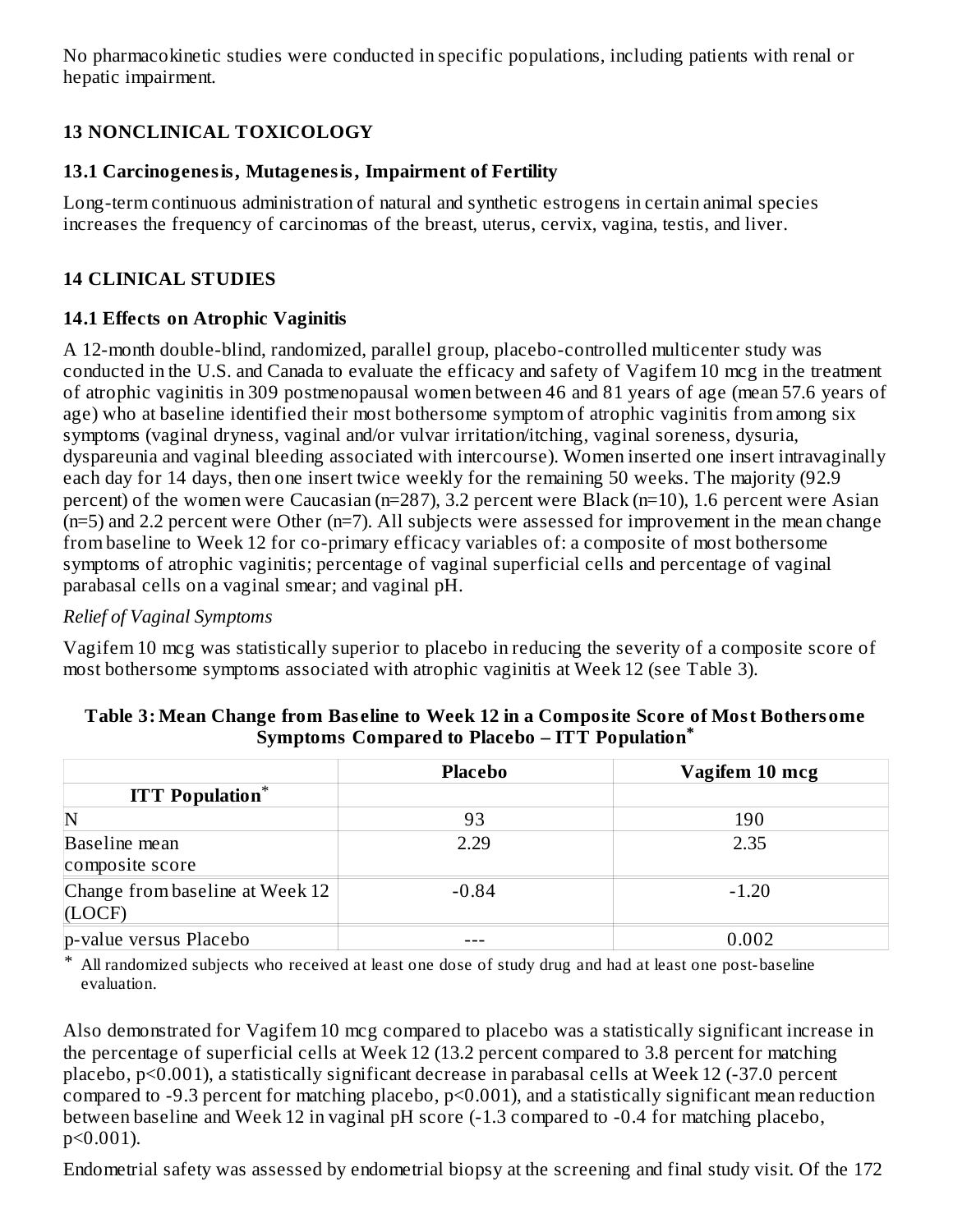No pharmacokinetic studies were conducted in specific populations, including patients with renal or hepatic impairment.

## 13 NONCLINICAL TOXICOLOGY

### 13.1 Carcinogenesis, Mutagenesis, Impairment of Fertility

Long-term continuous administration of natural and synthetic estrogens in certain animal species increases the frequency of carcinomas of the breast, uterus, cervix, vagina, testis, and liver.

## 14 CLINICAL STUDIES

### 14.1 Effects on Atrophic Vaginitis

A 12-month double-blind, randomized, parallel group, placebo-controlled multicenter study was conducted in the U.S. and Canada to evaluate the efficacy and safety of Vagifem 10 mcg in the treatment of atrophic vaginitis in 309 postmenopausal women between 46 and 81 years of age (mean 57.6 years of age) who at baseline identified their most bothersome symptom of atrophic vaginitis from among six symptoms (vaginal dryness, vaginal and/or vulvar irritation/itching, vaginal soreness, dysuria, dyspareunia and vaginal bleeding associated with intercourse). Women inserted one insert intravaginally each day for 14 days, then one insert twice weekly for the remaining 50 weeks. The majority (92.9 percent) of the women were Caucasian (n=287), 3.2 percent were Black (n=10), 1.6 percent were Asian (n=5) and 2.2 percent were Other (n=7). All subjects were assessed for improvement in the mean change from baseline to Week 12 for co-primary efficacy variables of: a composite of most bothersome symptoms of atrophic vaginitis; percentage of vaginal superficial cells and percentage of vaginal parabasal cells on a vaginal smear; and vaginal pH.

*Relief of Vaginal Symptoms*

Vagifem 10 mcg was statistically superior to placebo in reducing the severity of a composite score of most bothersome symptoms associated with atrophic vaginitis at Week 12 (see Table 3).

**Table 3: Mean Change from Baseline to Week 12 in a Composite Score of Most Bothersome Symptoms Compared to Placebo – ITT Population***

| | Placebo | Vagifem 10 mcg |
|---|---|---|
| **ITT Population*** | | |
| N | 93 | 190 |
| Baseline mean composite score | 2.29 | 2.35 |
| Change from baseline at Week 12 (LOCF) | -0.84 | -1.20 |
| p-value versus Placebo | --- | 0.002 |

\* All randomized subjects who received at least one dose of study drug and had at least one post-baseline evaluation.

Also demonstrated for Vagifem 10 mcg compared to placebo was a statistically significant increase in the percentage of superficial cells at Week 12 (13.2 percent compared to 3.8 percent for matching placebo, $p<0.001$), a statistically significant decrease in parabasal cells at Week 12 (-37.0 percent compared to -9.3 percent for matching placebo, $p<0.001$), and a statistically significant mean reduction between baseline and Week 12 in vaginal pH score (-1.3 compared to -0.4 for matching placebo, $p<0.001$).

Endometrial safety was assessed by endometrial biopsy at the screening and final study visit. Of the 172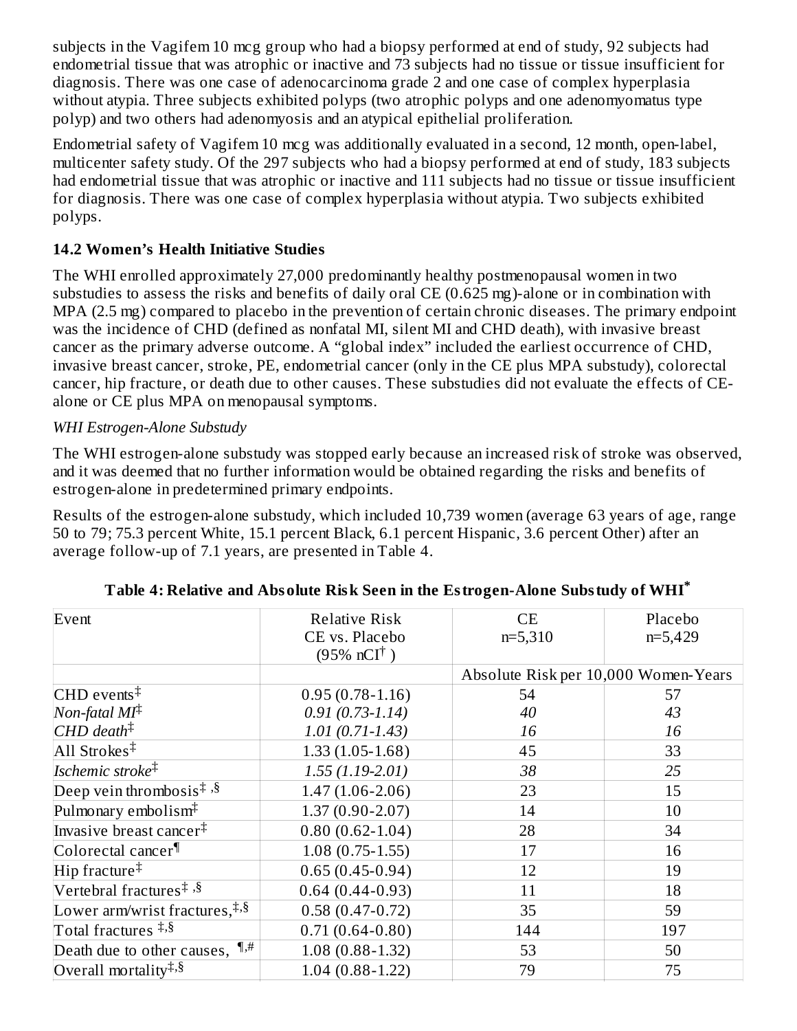subjects in the Vagifem 10 mcg group who had a biopsy performed at end of study, 92 subjects had endometrial tissue that was atrophic or inactive and 73 subjects had no tissue or tissue insufficient for diagnosis. There was one case of adenocarcinoma grade 2 and one case of complex hyperplasia without atypia. Three subjects exhibited polyps (two atrophic polyps and one adenomyomatus type polyp) and two others had adenomyosis and an atypical epithelial proliferation.

Endometrial safety of Vagifem 10 mcg was additionally evaluated in a second, 12 month, open-label, multicenter safety study. Of the 297 subjects who had a biopsy performed at end of study, 183 subjects had endometrial tissue that was atrophic or inactive and 111 subjects had no tissue or tissue insufficient for diagnosis. There was one case of complex hyperplasia without atypia. Two subjects exhibited polyps.

### 14.2 Women's Health Initiative Studies

The WHI enrolled approximately 27,000 predominantly healthy postmenopausal women in two substudies to assess the risks and benefits of daily oral CE (0.625 mg)-alone or in combination with MPA (2.5 mg) compared to placebo in the prevention of certain chronic diseases. The primary endpoint was the incidence of CHD (defined as nonfatal MI, silent MI and CHD death), with invasive breast cancer as the primary adverse outcome. A "global index" included the earliest occurrence of CHD, invasive breast cancer, stroke, PE, endometrial cancer (only in the CE plus MPA substudy), colorectal cancer, hip fracture, or death due to other causes. These substudies did not evaluate the effects of CE-alone or CE plus MPA on menopausal symptoms.

*WHI Estrogen-Alone Substudy*

The WHI estrogen-alone substudy was stopped early because an increased risk of stroke was observed, and it was deemed that no further information would be obtained regarding the risks and benefits of estrogen-alone in predetermined primary endpoints.

Results of the estrogen-alone substudy, which included 10,739 women (average 63 years of age, range 50 to 79; 75.3 percent White, 15.1 percent Black, 6.1 percent Hispanic, 3.6 percent Other) after an average follow-up of 7.1 years, are presented in Table 4.

**Table 4: Relative and Absolute Risk Seen in the Estrogen-Alone Substudy of WHI*** 

| Event | Relative Risk CE vs. Placebo (95% nCI†) | CE n=5,310 | Placebo n=5,429 |
|---|---|---|---|
| | | Absolute Risk per 10,000 Women-Years | |
| CHD events‡ | 0.95 (0.78-1.16) | 54 | 57 |
| *Non-fatal MI*‡ | *0.91 (0.73-1.14)* | *40* | *43* |
| *CHD death*‡ | *1.01 (0.71-1.43)* | *16* | *16* |
| All Strokes‡ | 1.33 (1.05-1.68) | 45 | 33 |
| *Ischemic stroke*‡ | *1.55 (1.19-2.01)* | *38* | *25* |
| Deep vein thrombosis‡,§ | 1.47 (1.06-2.06) | 23 | 15 |
| Pulmonary embolism‡ | 1.37 (0.90-2.07) | 14 | 10 |
| Invasive breast cancer‡ | 0.80 (0.62-1.04) | 28 | 34 |
| Colorectal cancer¶ | 1.08 (0.75-1.55) | 17 | 16 |
| Hip fracture‡ | 0.65 (0.45-0.94) | 12 | 19 |
| Vertebral fractures‡,§ | 0.64 (0.44-0.93) | 11 | 18 |
| Lower arm/wrist fractures,‡,§ | 0.58 (0.47-0.72) | 35 | 59 |
| Total fractures ‡,§ | 0.71 (0.64-0.80) | 144 | 197 |
| Death due to other causes, ¶,# | 1.08 (0.88-1.32) | 53 | 50 |
| Overall mortality‡,§ | 1.04 (0.88-1.22) | 79 | 75 |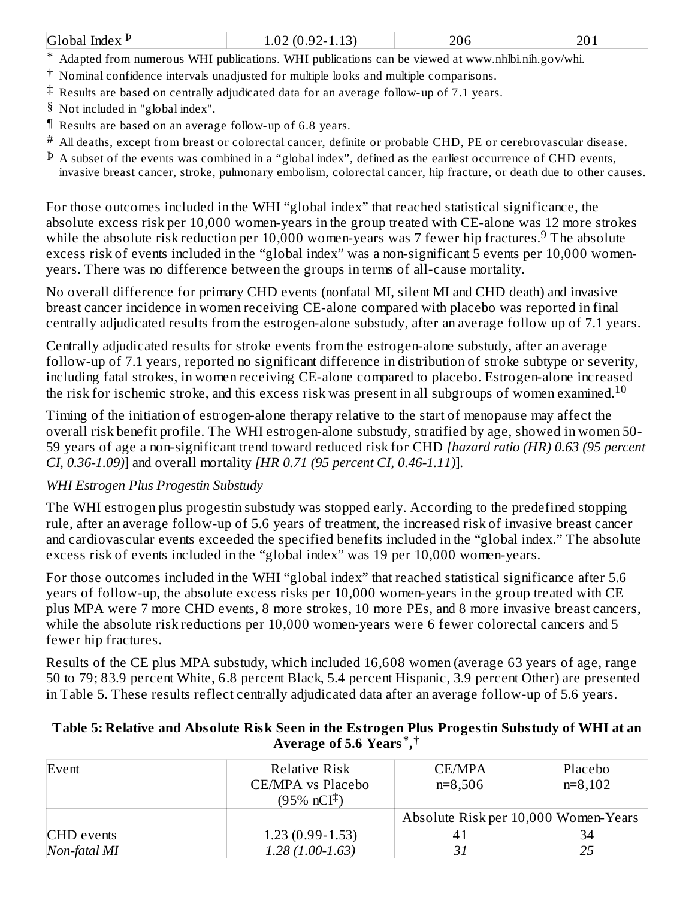| Global Index [Þ] | 1.02 (0.92-1.13) | 206 | 201 |
|---|---|---|---|

[*] Adapted from numerous WHI publications. WHI publications can be viewed at www.nhlbi.nih.gov/whi.

[†] Nominal confidence intervals unadjusted for multiple looks and multiple comparisons.

[‡] Results are based on centrally adjudicated data for an average follow-up of 7.1 years.

[§] Not included in "global index".

[¶] Results are based on an average follow-up of 6.8 years.

[#] All deaths, except from breast or colorectal cancer, definite or probable CHD, PE or cerebrovascular disease.

[Þ] A subset of the events was combined in a “global index”, defined as the earliest occurrence of CHD events, invasive breast cancer, stroke, pulmonary embolism, colorectal cancer, hip fracture, or death due to other causes.

For those outcomes included in the WHI “global index” that reached statistical significance, the absolute excess risk per 10,000 women-years in the group treated with CE-alone was 12 more strokes while the absolute risk reduction per 10,000 women-years was 7 fewer hip fractures.[9] The absolute excess risk of events included in the “global index” was a non-significant 5 events per 10,000 women-years. There was no difference between the groups in terms of all-cause mortality.

No overall difference for primary CHD events (nonfatal MI, silent MI and CHD death) and invasive breast cancer incidence in women receiving CE-alone compared with placebo was reported in final centrally adjudicated results from the estrogen-alone substudy, after an average follow up of 7.1 years.

Centrally adjudicated results for stroke events from the estrogen-alone substudy, after an average follow-up of 7.1 years, reported no significant difference in distribution of stroke subtype or severity, including fatal strokes, in women receiving CE-alone compared to placebo. Estrogen-alone increased the risk for ischemic stroke, and this excess risk was present in all subgroups of women examined.[10]

Timing of the initiation of estrogen-alone therapy relative to the start of menopause may affect the overall risk benefit profile. The WHI estrogen-alone substudy, stratified by age, showed in women 50-59 years of age a non-significant trend toward reduced risk for CHD *[hazard ratio (HR) 0.63 (95 percent CI, 0.36-1.09)*] and overall mortality *[HR 0.71 (95 percent CI, 0.46-1.11)*].

*WHI Estrogen Plus Progestin Substudy*

The WHI estrogen plus progestin substudy was stopped early. According to the predefined stopping rule, after an average follow-up of 5.6 years of treatment, the increased risk of invasive breast cancer and cardiovascular events exceeded the specified benefits included in the “global index.” The absolute excess risk of events included in the “global index” was 19 per 10,000 women-years.

For those outcomes included in the WHI “global index” that reached statistical significance after 5.6 years of follow-up, the absolute excess risks per 10,000 women-years in the group treated with CE plus MPA were 7 more CHD events, 8 more strokes, 10 more PEs, and 8 more invasive breast cancers, while the absolute risk reductions per 10,000 women-years were 6 fewer colorectal cancers and 5 fewer hip fractures.

Results of the CE plus MPA substudy, which included 16,608 women (average 63 years of age, range 50 to 79; 83.9 percent White, 6.8 percent Black, 5.4 percent Hispanic, 3.9 percent Other) are presented in Table 5. These results reflect centrally adjudicated data after an average follow-up of 5.6 years.

**Table 5: Relative and Absolute Risk Seen in the Estrogen Plus Progestin Substudy of WHI at an Average of 5.6 Years[*,†]**

| Event | Relative Risk CE/MPA vs Placebo (95% nCI[‡]) | CE/MPA n=8,506 | Placebo n=8,102 |
|---|---|---|---|
| | | Absolute Risk per 10,000 Women-Years | |
| CHD events | 1.23 (0.99-1.53) | 41 | 34 |
| *Non-fatal MI* | *1.28 (1.00-1.63)* | *31* | *25* |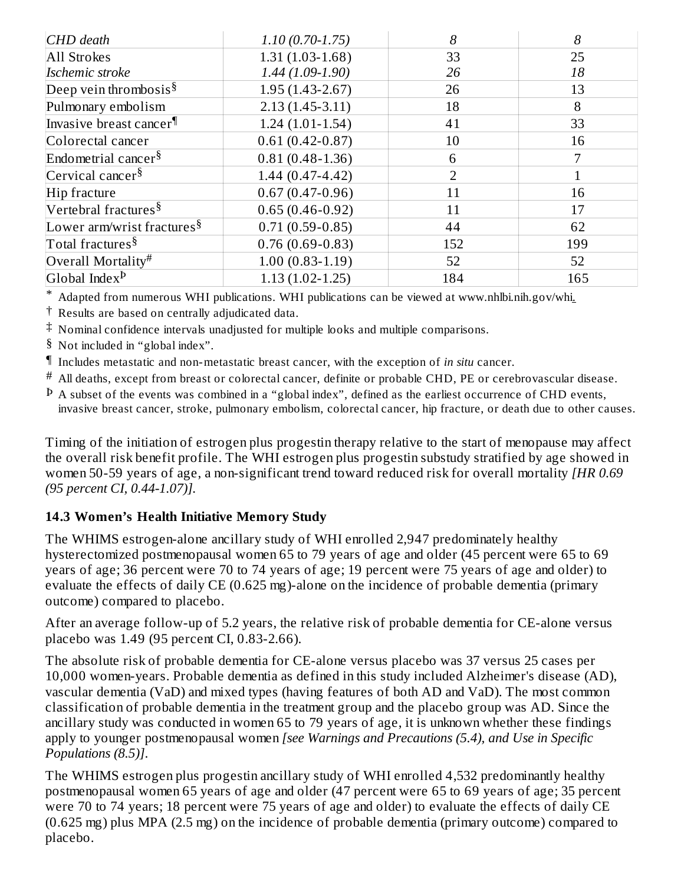| *CHD death* | *1.10 (0.70-1.75)* | *8* | *8* |
|---|---|---|---|
| All Strokes<br>*Ischemic stroke* | 1.31 (1.03-1.68)<br>*1.44 (1.09-1.90)* | 33<br>*26* | 25<br>*18* |
| Deep vein thrombosis[§] | 1.95 (1.43-2.67) | 26 | 13 |
| Pulmonary embolism | 2.13 (1.45-3.11) | 18 | 8 |
| Invasive breast cancer[¶] | 1.24 (1.01-1.54) | 41 | 33 |
| Colorectal cancer | 0.61 (0.42-0.87) | 10 | 16 |
| Endometrial cancer[§] | 0.81 (0.48-1.36) | 6 | 7 |
| Cervical cancer[§] | 1.44 (0.47-4.42) | 2 | 1 |
| Hip fracture | 0.67 (0.47-0.96) | 11 | 16 |
| Vertebral fractures[§] | 0.65 (0.46-0.92) | 11 | 17 |
| Lower arm/wrist fractures[§] | 0.71 (0.59-0.85) | 44 | 62 |
| Total fractures[§] | 0.76 (0.69-0.83) | 152 | 199 |
| Overall Mortality[#] | 1.00 (0.83-1.19) | 52 | 52 |
| Global Index[Þ] | 1.13 (1.02-1.25) | 184 | 165 |

\* Adapted from numerous WHI publications. WHI publications can be viewed at www.nhlbi.nih.gov/whi.

† Results are based on centrally adjudicated data.

‡ Nominal confidence intervals unadjusted for multiple looks and multiple comparisons.

§ Not included in "global index".

¶ Includes metastatic and non-metastatic breast cancer, with the exception of *in situ* cancer.

\# All deaths, except from breast or colorectal cancer, definite or probable CHD, PE or cerebrovascular disease.

Þ A subset of the events was combined in a "global index", defined as the earliest occurrence of CHD events, invasive breast cancer, stroke, pulmonary embolism, colorectal cancer, hip fracture, or death due to other causes.

Timing of the initiation of estrogen plus progestin therapy relative to the start of menopause may affect the overall risk benefit profile. The WHI estrogen plus progestin substudy stratified by age showed in women 50-59 years of age, a non-significant trend toward reduced risk for overall mortality *[HR 0.69 (95 percent CI, 0.44-1.07)]*.

### 14.3 Women's Health Initiative Memory Study

The WHIMS estrogen-alone ancillary study of WHI enrolled 2,947 predominately healthy hysterectomized postmenopausal women 65 to 79 years of age and older (45 percent were 65 to 69 years of age; 36 percent were 70 to 74 years of age; 19 percent were 75 years of age and older) to evaluate the effects of daily CE (0.625 mg)-alone on the incidence of probable dementia (primary outcome) compared to placebo.

After an average follow-up of 5.2 years, the relative risk of probable dementia for CE-alone versus placebo was 1.49 (95 percent CI, 0.83-2.66).

The absolute risk of probable dementia for CE-alone versus placebo was 37 versus 25 cases per 10,000 women-years. Probable dementia as defined in this study included Alzheimer's disease (AD), vascular dementia (VaD) and mixed types (having features of both AD and VaD). The most common classification of probable dementia in the treatment group and the placebo group was AD. Since the ancillary study was conducted in women 65 to 79 years of age, it is unknown whether these findings apply to younger postmenopausal women *[see Warnings and Precautions (5.4), and Use in Specific Populations (8.5)]*.

The WHIMS estrogen plus progestin ancillary study of WHI enrolled 4,532 predominantly healthy postmenopausal women 65 years of age and older (47 percent were 65 to 69 years of age; 35 percent were 70 to 74 years; 18 percent were 75 years of age and older) to evaluate the effects of daily CE (0.625 mg) plus MPA (2.5 mg) on the incidence of probable dementia (primary outcome) compared to placebo.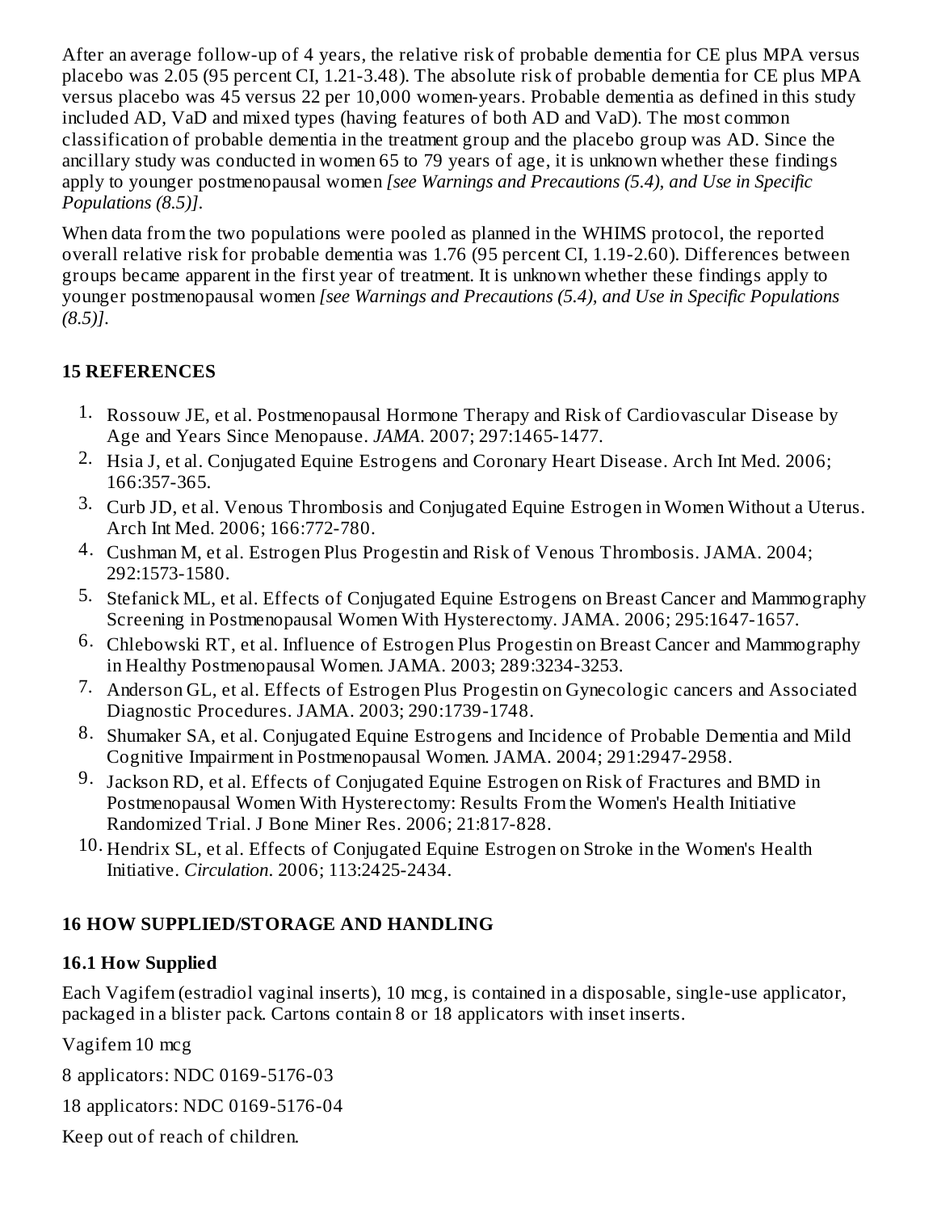After an average follow-up of 4 years, the relative risk of probable dementia for CE plus MPA versus placebo was 2.05 (95 percent CI, 1.21-3.48). The absolute risk of probable dementia for CE plus MPA versus placebo was 45 versus 22 per 10,000 women-years. Probable dementia as defined in this study included AD, VaD and mixed types (having features of both AD and VaD). The most common classification of probable dementia in the treatment group and the placebo group was AD. Since the ancillary study was conducted in women 65 to 79 years of age, it is unknown whether these findings apply to younger postmenopausal women *[see Warnings and Precautions (5.4), and Use in Specific Populations (8.5)]*.

When data from the two populations were pooled as planned in the WHIMS protocol, the reported overall relative risk for probable dementia was 1.76 (95 percent CI, 1.19-2.60). Differences between groups became apparent in the first year of treatment. It is unknown whether these findings apply to younger postmenopausal women *[see Warnings and Precautions (5.4), and Use in Specific Populations (8.5)]*.

## 15 REFERENCES

1. Rossouw JE, et al. Postmenopausal Hormone Therapy and Risk of Cardiovascular Disease by Age and Years Since Menopause. *JAMA*. 2007; 297:1465-1477.
2. Hsia J, et al. Conjugated Equine Estrogens and Coronary Heart Disease. Arch Int Med. 2006; 166:357-365.
3. Curb JD, et al. Venous Thrombosis and Conjugated Equine Estrogen in Women Without a Uterus. Arch Int Med. 2006; 166:772-780.
4. Cushman M, et al. Estrogen Plus Progestin and Risk of Venous Thrombosis. JAMA. 2004; 292:1573-1580.
5. Stefanick ML, et al. Effects of Conjugated Equine Estrogens on Breast Cancer and Mammography Screening in Postmenopausal Women With Hysterectomy. JAMA. 2006; 295:1647-1657.
6. Chlebowski RT, et al. Influence of Estrogen Plus Progestin on Breast Cancer and Mammography in Healthy Postmenopausal Women. JAMA. 2003; 289:3234-3253.
7. Anderson GL, et al. Effects of Estrogen Plus Progestin on Gynecologic cancers and Associated Diagnostic Procedures. JAMA. 2003; 290:1739-1748.
8. Shumaker SA, et al. Conjugated Equine Estrogens and Incidence of Probable Dementia and Mild Cognitive Impairment in Postmenopausal Women. JAMA. 2004; 291:2947-2958.
9. Jackson RD, et al. Effects of Conjugated Equine Estrogen on Risk of Fractures and BMD in Postmenopausal Women With Hysterectomy: Results From the Women's Health Initiative Randomized Trial. J Bone Miner Res. 2006; 21:817-828.
10. Hendrix SL, et al. Effects of Conjugated Equine Estrogen on Stroke in the Women's Health Initiative. *Circulation*. 2006; 113:2425-2434.

## 16 HOW SUPPLIED/STORAGE AND HANDLING

### 16.1 How Supplied

Each Vagifem (estradiol vaginal inserts), 10 mcg, is contained in a disposable, single-use applicator, packaged in a blister pack. Cartons contain 8 or 18 applicators with inset inserts.

Vagifem 10 mcg

8 applicators: NDC 0169-5176-03

18 applicators: NDC 0169-5176-04

Keep out of reach of children.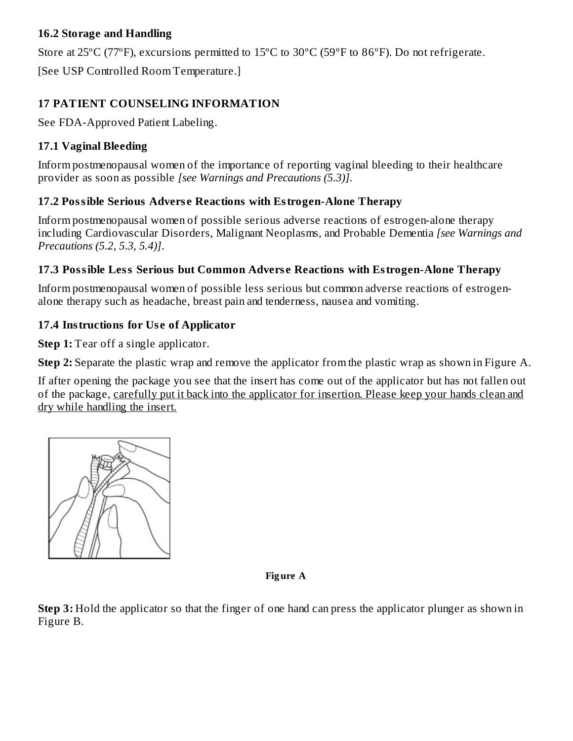### 16.2 Storage and Handling

Store at 25ºC (77ºF), excursions permitted to 15ºC to 30ºC (59°F to 86ºF). Do not refrigerate.

[See USP Controlled Room Temperature.]

## 17 PATIENT COUNSELING INFORMATION

See FDA-Approved Patient Labeling.

### 17.1 Vaginal Bleeding

Inform postmenopausal women of the importance of reporting vaginal bleeding to their healthcare provider as soon as possible *[see Warnings and Precautions (5.3)]*.

### 17.2 Possible Serious Adverse Reactions with Estrogen-Alone Therapy

Inform postmenopausal women of possible serious adverse reactions of estrogen-alone therapy including Cardiovascular Disorders, Malignant Neoplasms, and Probable Dementia *[see Warnings and Precautions (5.2, 5.3, 5.4)]*.

### 17.3 Possible Less Serious but Common Adverse Reactions with Estrogen-Alone Therapy

Inform postmenopausal women of possible less serious but common adverse reactions of estrogen-alone therapy such as headache, breast pain and tenderness, nausea and vomiting.

### 17.4 Instructions for Use of Applicator

**Step 1:** Tear off a single applicator.

**Step 2:** Separate the plastic wrap and remove the applicator from the plastic wrap as shown in Figure A.

If after opening the package you see that the insert has come out of the applicator but has not fallen out of the package, carefully put it back into the applicator for insertion. Please keep your hands clean and dry while handling the insert.

**Figure A**

**Step 3:** Hold the applicator so that the finger of one hand can press the applicator plunger as shown in Figure B.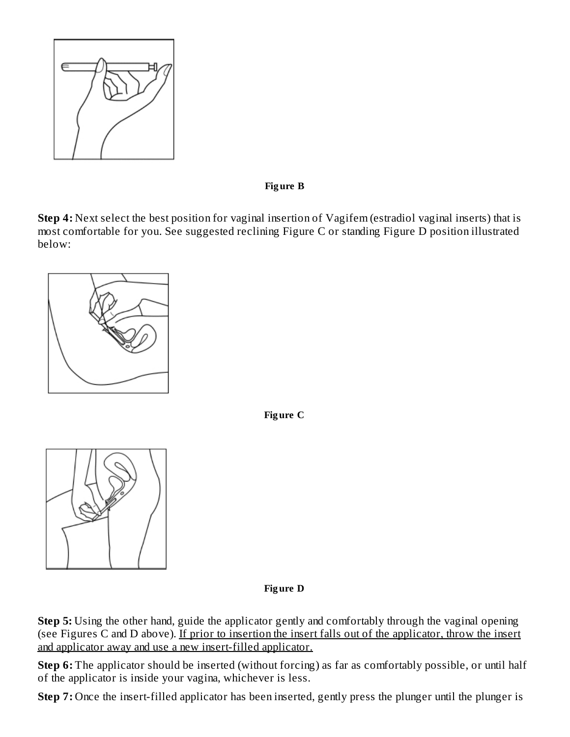**Figure B**

**Step 4:** Next select the best position for vaginal insertion of Vagifem (estradiol vaginal inserts) that is most comfortable for you. See suggested reclining Figure C or standing Figure D position illustrated below:

**Figure C**

**Figure D**

**Step 5:** Using the other hand, guide the applicator gently and comfortably through the vaginal opening (see Figures C and D above). <u>If prior to insertion the insert falls out of the applicator, throw the insert and applicator away and use a new insert-filled applicator.</u>

**Step 6:** The applicator should be inserted (without forcing) as far as comfortably possible, or until half of the applicator is inside your vagina, whichever is less.

**Step 7:** Once the insert-filled applicator has been inserted, gently press the plunger until the plunger is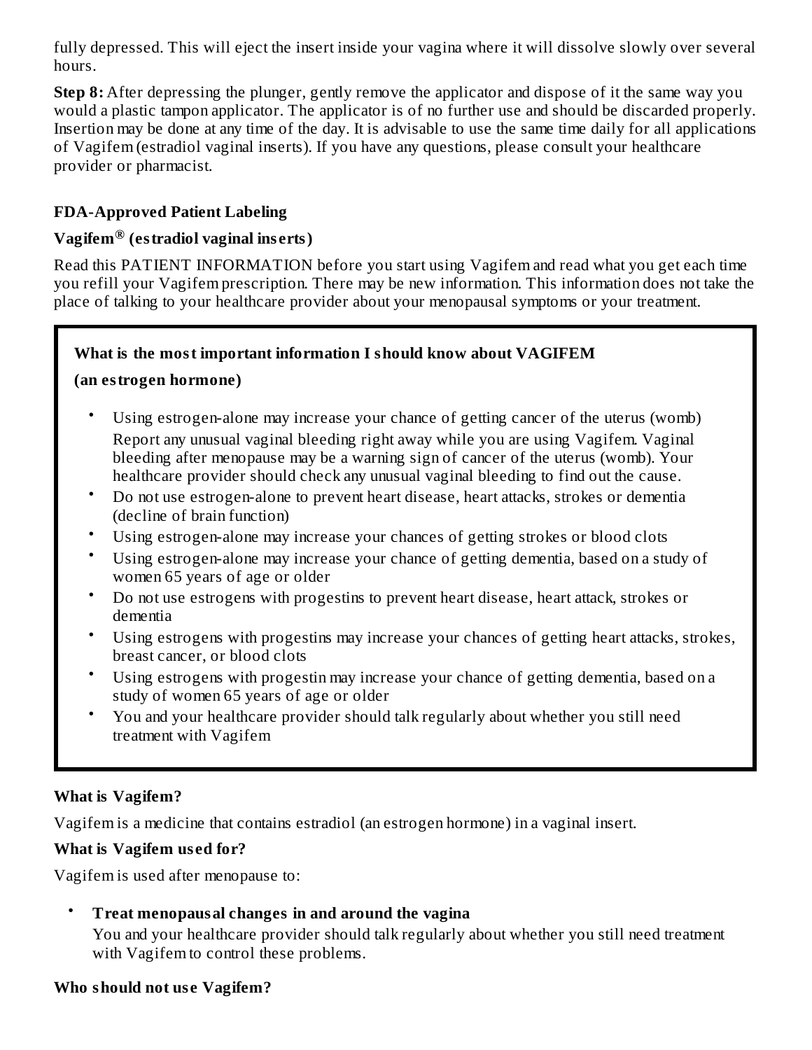fully depressed. This will eject the insert inside your vagina where it will dissolve slowly over several hours.

**Step 8:** After depressing the plunger, gently remove the applicator and dispose of it the same way you would a plastic tampon applicator. The applicator is of no further use and should be discarded properly. Insertion may be done at any time of the day. It is advisable to use the same time daily for all applications of Vagifem (estradiol vaginal inserts). If you have any questions, please consult your healthcare provider or pharmacist.

## FDA-Approved Patient Labeling

### Vagifem® (estradiol vaginal inserts)

Read this PATIENT INFORMATION before you start using Vagifem and read what you get each time you refill your Vagifem prescription. There may be new information. This information does not take the place of talking to your healthcare provider about your menopausal symptoms or your treatment.

**What is the most important information I should know about VAGIFEM (an estrogen hormone)**

- Using estrogen-alone may increase your chance of getting cancer of the uterus (womb)
  Report any unusual vaginal bleeding right away while you are using Vagifem. Vaginal bleeding after menopause may be a warning sign of cancer of the uterus (womb). Your healthcare provider should check any unusual vaginal bleeding to find out the cause.
- Do not use estrogen-alone to prevent heart disease, heart attacks, strokes or dementia (decline of brain function)
- Using estrogen-alone may increase your chances of getting strokes or blood clots
- Using estrogen-alone may increase your chance of getting dementia, based on a study of women 65 years of age or older
- Do not use estrogens with progestins to prevent heart disease, heart attack, strokes or dementia
- Using estrogens with progestins may increase your chances of getting heart attacks, strokes, breast cancer, or blood clots
- Using estrogens with progestin may increase your chance of getting dementia, based on a study of women 65 years of age or older
- You and your healthcare provider should talk regularly about whether you still need treatment with Vagifem

**What is Vagifem?**

Vagifem is a medicine that contains estradiol (an estrogen hormone) in a vaginal insert.

**What is Vagifem used for?**

Vagifem is used after menopause to:

- **Treat menopausal changes in and around the vagina**
  You and your healthcare provider should talk regularly about whether you still need treatment with Vagifem to control these problems.

**Who should not use Vagifem?**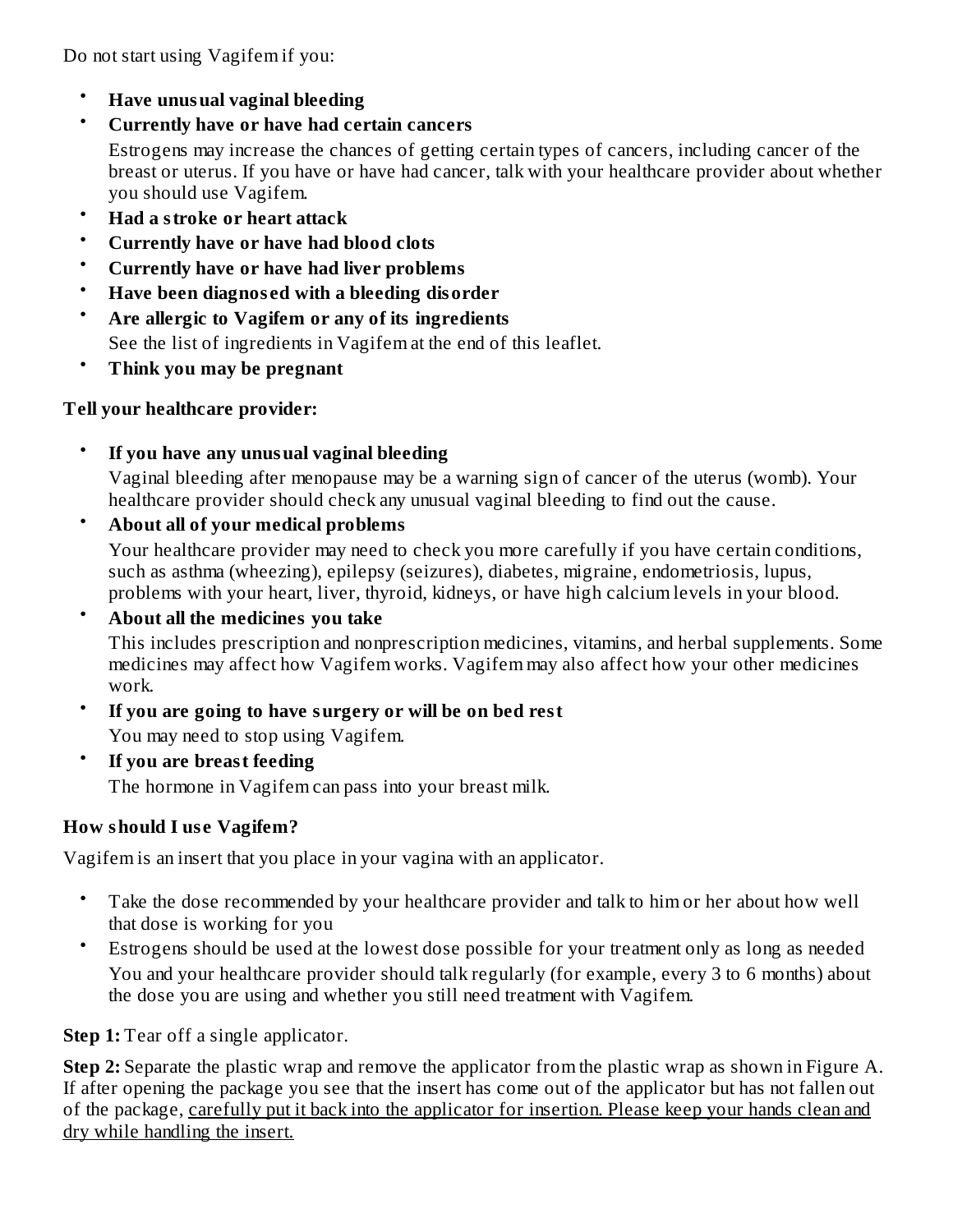Do not start using Vagifem if you:

- **Have unusual vaginal bleeding**
- **Currently have or have had certain cancers**
  Estrogens may increase the chances of getting certain types of cancers, including cancer of the breast or uterus. If you have or have had cancer, talk with your healthcare provider about whether you should use Vagifem.
- **Had a stroke or heart attack**
- **Currently have or have had blood clots**
- **Currently have or have had liver problems**
- **Have been diagnosed with a bleeding disorder**
- **Are allergic to Vagifem or any of its ingredients**
  See the list of ingredients in Vagifem at the end of this leaflet.
- **Think you may be pregnant**

**Tell your healthcare provider:**

- **If you have any unusual vaginal bleeding**
  Vaginal bleeding after menopause may be a warning sign of cancer of the uterus (womb). Your healthcare provider should check any unusual vaginal bleeding to find out the cause.
- **About all of your medical problems**
  Your healthcare provider may need to check you more carefully if you have certain conditions, such as asthma (wheezing), epilepsy (seizures), diabetes, migraine, endometriosis, lupus, problems with your heart, liver, thyroid, kidneys, or have high calcium levels in your blood.
- **About all the medicines you take**
  This includes prescription and nonprescription medicines, vitamins, and herbal supplements. Some medicines may affect how Vagifem works. Vagifem may also affect how your other medicines work.
- **If you are going to have surgery or will be on bed rest**
  You may need to stop using Vagifem.
- **If you are breast feeding**
  The hormone in Vagifem can pass into your breast milk.

**How should I use Vagifem?**

Vagifem is an insert that you place in your vagina with an applicator.

- Take the dose recommended by your healthcare provider and talk to him or her about how well that dose is working for you
- Estrogens should be used at the lowest dose possible for your treatment only as long as needed
  You and your healthcare provider should talk regularly (for example, every 3 to 6 months) about the dose you are using and whether you still need treatment with Vagifem.

**Step 1:** Tear off a single applicator.

**Step 2:** Separate the plastic wrap and remove the applicator from the plastic wrap as shown in Figure A. If after opening the package you see that the insert has come out of the applicator but has not fallen out of the package, carefully put it back into the applicator for insertion. Please keep your hands clean and dry while handling the insert.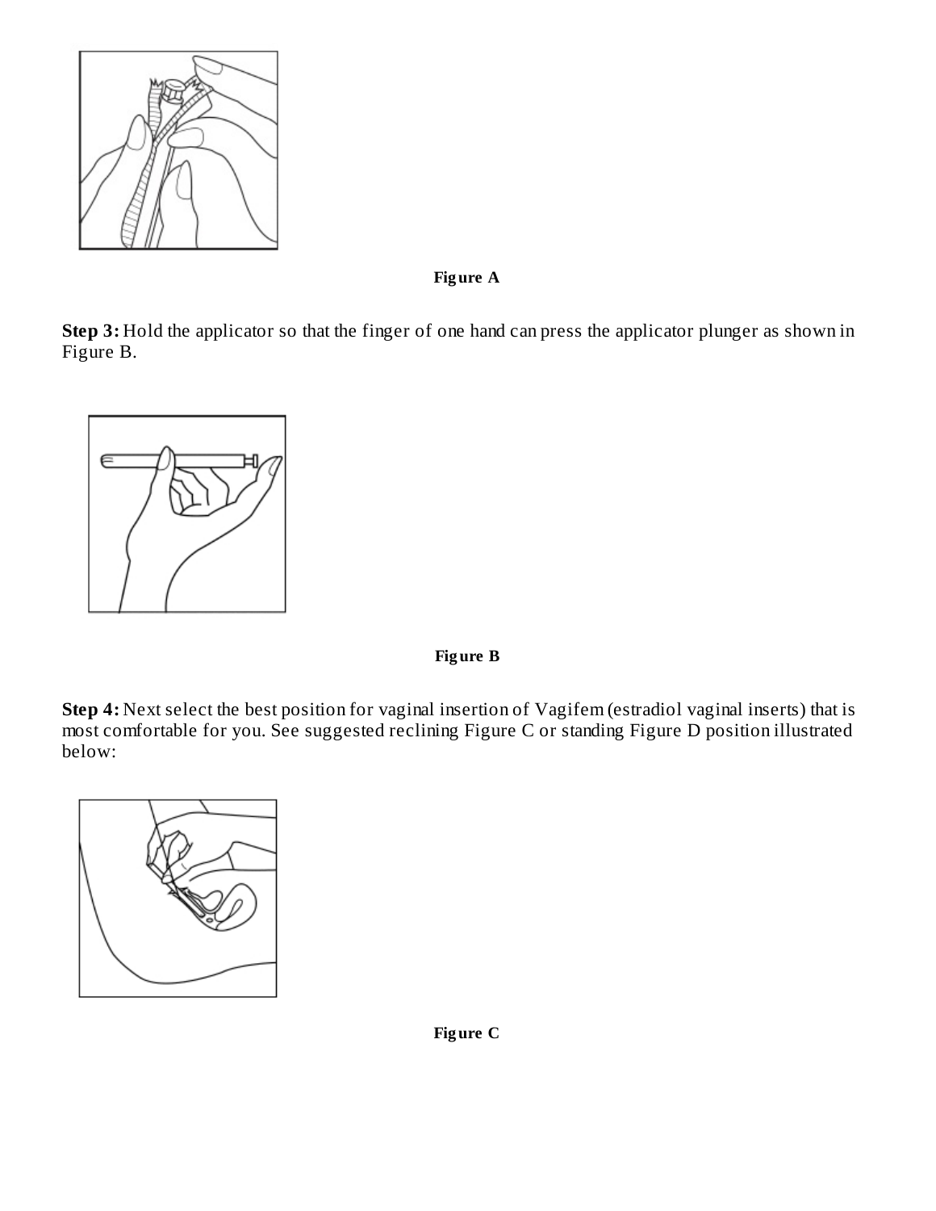**Figure A**

**Step 3:** Hold the applicator so that the finger of one hand can press the applicator plunger as shown in Figure B.

**Figure B**

**Step 4:** Next select the best position for vaginal insertion of Vagifem (estradiol vaginal inserts) that is most comfortable for you. See suggested reclining Figure C or standing Figure D position illustrated below:

**Figure C**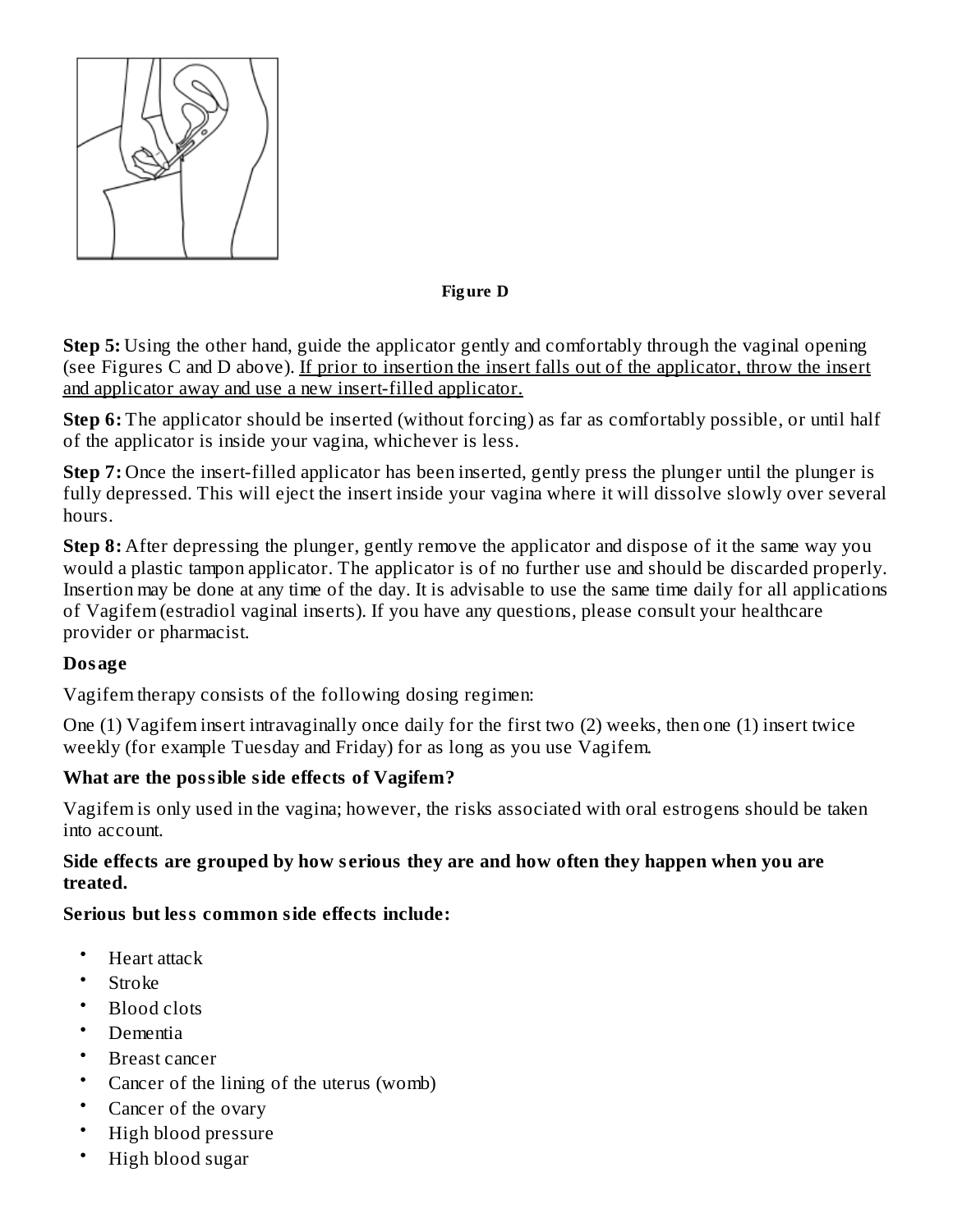Figure D

**Step 5:** Using the other hand, guide the applicator gently and comfortably through the vaginal opening (see Figures C and D above). <u>If prior to insertion the insert falls out of the applicator, throw the insert and applicator away and use a new insert-filled applicator.</u>

**Step 6:** The applicator should be inserted (without forcing) as far as comfortably possible, or until half of the applicator is inside your vagina, whichever is less.

**Step 7:** Once the insert-filled applicator has been inserted, gently press the plunger until the plunger is fully depressed. This will eject the insert inside your vagina where it will dissolve slowly over several hours.

**Step 8:** After depressing the plunger, gently remove the applicator and dispose of it the same way you would a plastic tampon applicator. The applicator is of no further use and should be discarded properly. Insertion may be done at any time of the day. It is advisable to use the same time daily for all applications of Vagifem (estradiol vaginal inserts). If you have any questions, please consult your healthcare provider or pharmacist.

**Dosage**

Vagifem therapy consists of the following dosing regimen:

One (1) Vagifem insert intravaginally once daily for the first two (2) weeks, then one (1) insert twice weekly (for example Tuesday and Friday) for as long as you use Vagifem.

**What are the possible side effects of Vagifem?**

Vagifem is only used in the vagina; however, the risks associated with oral estrogens should be taken into account.

**Side effects are grouped by how serious they are and how often they happen when you are treated.**

**Serious but less common side effects include:**

- Heart attack
- Stroke
- Blood clots
- Dementia
- Breast cancer
- Cancer of the lining of the uterus (womb)
- Cancer of the ovary
- High blood pressure
- High blood sugar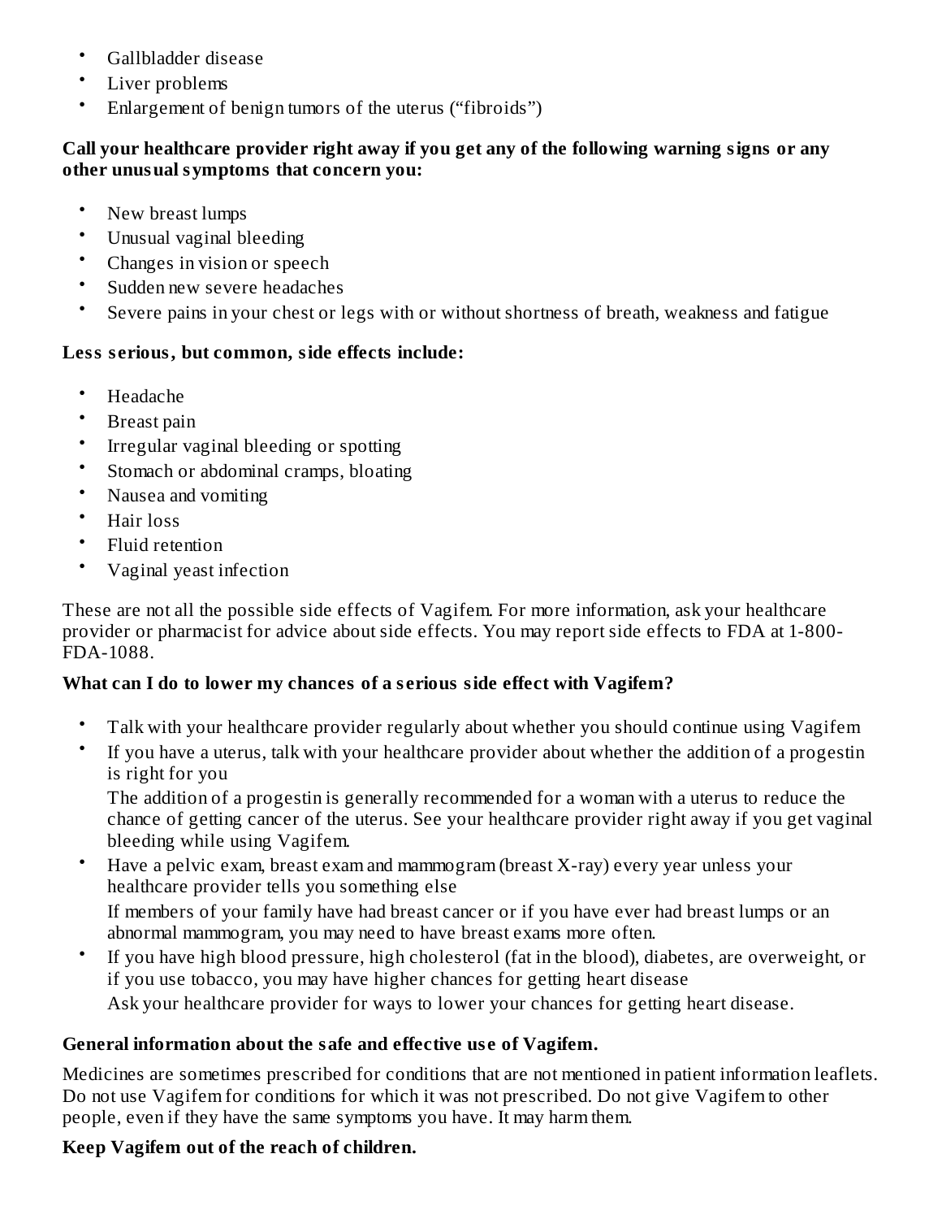- Gallbladder disease
- Liver problems
- Enlargement of benign tumors of the uterus (“fibroids”)

**Call your healthcare provider right away if you get any of the following warning signs or any other unusual symptoms that concern you:**

- New breast lumps
- Unusual vaginal bleeding
- Changes in vision or speech
- Sudden new severe headaches
- Severe pains in your chest or legs with or without shortness of breath, weakness and fatigue

**Less serious, but common, side effects include:**

- Headache
- Breast pain
- Irregular vaginal bleeding or spotting
- Stomach or abdominal cramps, bloating
- Nausea and vomiting
- Hair loss
- Fluid retention
- Vaginal yeast infection

These are not all the possible side effects of Vagifem. For more information, ask your healthcare provider or pharmacist for advice about side effects. You may report side effects to FDA at 1-800-FDA-1088.

**What can I do to lower my chances of a serious side effect with Vagifem?**

- Talk with your healthcare provider regularly about whether you should continue using Vagifem
- If you have a uterus, talk with your healthcare provider about whether the addition of a progestin is right for you

  The addition of a progestin is generally recommended for a woman with a uterus to reduce the chance of getting cancer of the uterus. See your healthcare provider right away if you get vaginal bleeding while using Vagifem.
- Have a pelvic exam, breast exam and mammogram (breast X-ray) every year unless your healthcare provider tells you something else

  If members of your family have had breast cancer or if you have ever had breast lumps or an abnormal mammogram, you may need to have breast exams more often.
- If you have high blood pressure, high cholesterol (fat in the blood), diabetes, are overweight, or if you use tobacco, you may have higher chances for getting heart disease

  Ask your healthcare provider for ways to lower your chances for getting heart disease.

**General information about the safe and effective use of Vagifem.**

Medicines are sometimes prescribed for conditions that are not mentioned in patient information leaflets. Do not use Vagifem for conditions for which it was not prescribed. Do not give Vagifem to other people, even if they have the same symptoms you have. It may harm them.

**Keep Vagifem out of the reach of children.**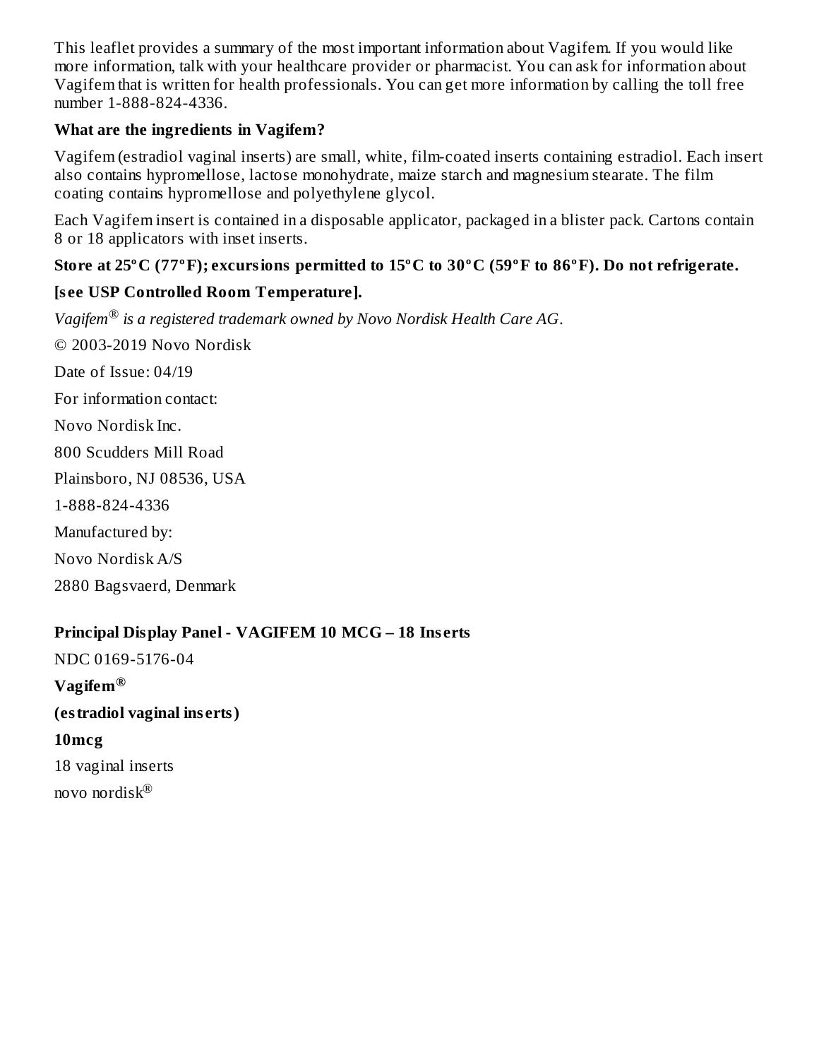This leaflet provides a summary of the most important information about Vagifem. If you would like more information, talk with your healthcare provider or pharmacist. You can ask for information about Vagifem that is written for health professionals. You can get more information by calling the toll free number 1-888-824-4336.

**What are the ingredients in Vagifem?**

Vagifem (estradiol vaginal inserts) are small, white, film-coated inserts containing estradiol. Each insert also contains hypromellose, lactose monohydrate, maize starch and magnesium stearate. The film coating contains hypromellose and polyethylene glycol.

Each Vagifem insert is contained in a disposable applicator, packaged in a blister pack. Cartons contain 8 or 18 applicators with inset inserts.

**Store at 25ºC (77ºF); excursions permitted to 15ºC to 30ºC (59ºF to 86ºF). Do not refrigerate.**

**[see USP Controlled Room Temperature].**

*Vagifem® is a registered trademark owned by Novo Nordisk Health Care AG*.

© 2003-2019 Novo Nordisk

Date of Issue: 04/19

For information contact:

Novo Nordisk Inc.

800 Scudders Mill Road

Plainsboro, NJ 08536, USA

1-888-824-4336

Manufactured by:

Novo Nordisk A/S

2880 Bagsvaerd, Denmark

**Principal Display Panel - VAGIFEM 10 MCG – 18 Inserts**

NDC 0169-5176-04

**Vagifem®**

**(estradiol vaginal inserts)**

**10mcg**

18 vaginal inserts

novo nordisk®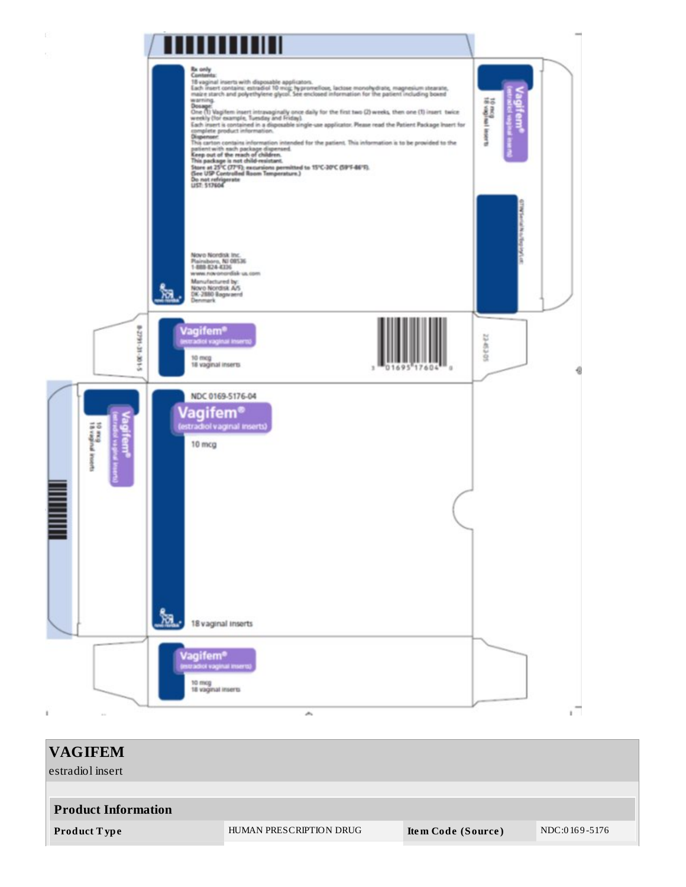Rx only

**Contents:**

18 vaginal inserts with disposable applicators.

Each insert contains: estradiol 10 mcg; hypromellose, lactose monohydrate, magnesium stearate, maize starch and polyethylene glycol. See enclosed information for the patient including boxed warning.

**Dosage:**

One (1) Vagifem insert intravaginally once daily for the first two (2) weeks, then one (1) insert twice weekly (for example, Tuesday and Friday).

Each insert is contained in a disposable single-use applicator. Please read the Patient Package Insert for complete product information.

**Dispenser:**

This carton contains information intended for the patient. This information is to be provided to the patient with each package dispensed.

**Keep out of the reach of children.**

**This package is not child-resistant.**

**Store at 25°C (77°F); excursions permitted to 15°C-30°C (59°F-86°F).**

**(See USP Controlled Room Temperature.)**

**Do not refrigerate**

UST: 517604

Novo Nordisk Inc.
Plainsboro, NJ 08536
1-888-824-4336
www.novonordisk-us.com

Manufactured by:
Novo Nordisk A/S
DK-2880 Bagsvaerd
Denmark

Vagifem®
(estradiol vaginal inserts)
10 mcg
18 vaginal inserts

NDC 0169-5176-04

Vagifem®
(estradiol vaginal inserts)

10 mcg

18 vaginal inserts

# VAGIFEM

estradiol insert

| Product Information | | | |
|---|---|---|---|
| **Product Type** | HUMAN PRESCRIPTION DRUG | **Item Code (Source)** | NDC:0169-5176 |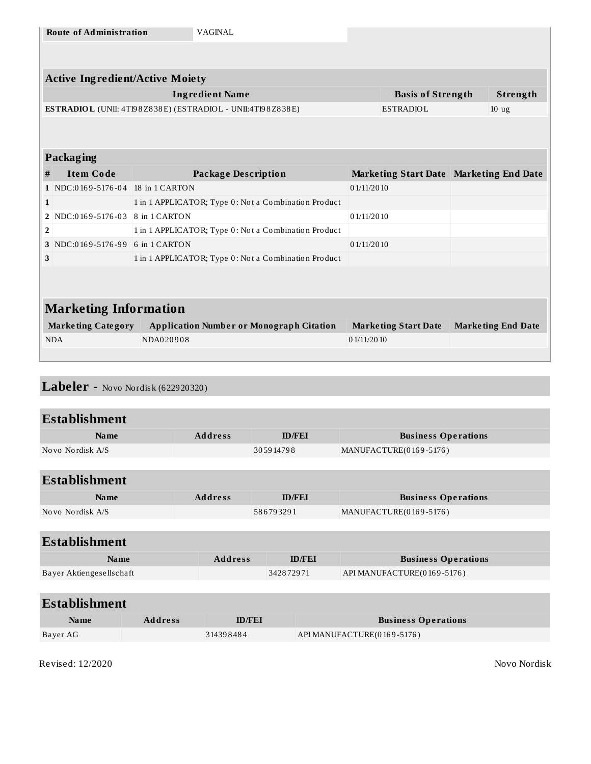| | |
|---|---|
| **Route of Administration** | VAGINAL |

| Active Ingredient/Active Moiety | | |
|---|---|---|
| **Ingredient Name** | **Basis of Strength** | **Strength** |
| **ESTRADIOL** (UNII: 4TI98Z838E) (ESTRADIOL - UNII:4TI98Z838E) | ESTRADIOL | 10 ug |

| Packaging | | | | |
|---|---|---|---|---|
| **#** | **Item Code** | **Package Description** | **Marketing Start Date** | **Marketing End Date** |
| 1 | NDC:0169-5176-04 | 18 in 1 CARTON | 01/11/2010 | |
| 1 | | 1 in 1 APPLICATOR; Type 0: Not a Combination Product | | |
| 2 | NDC:0169-5176-03 | 8 in 1 CARTON | 01/11/2010 | |
| 2 | | 1 in 1 APPLICATOR; Type 0: Not a Combination Product | | |
| 3 | NDC:0169-5176-99 | 6 in 1 CARTON | 01/11/2010 | |
| 3 | | 1 in 1 APPLICATOR; Type 0: Not a Combination Product | | |

| Marketing Information | | | |
|---|---|---|---|
| **Marketing Category** | **Application Number or Monograph Citation** | **Marketing Start Date** | **Marketing End Date** |
| NDA | NDA020908 | 01/11/2010 | |

## Labeler - Novo Nordisk (622920320)

## Establishment

| Name | Address | ID/FEI | Business Operations |
|---|---|---|---|
| Novo Nordisk A/S | | 305914798 | MANUFACTURE(0169-5176) |

## Establishment

| Name | Address | ID/FEI | Business Operations |
|---|---|---|---|
| Novo Nordisk A/S | | 586793291 | MANUFACTURE(0169-5176) |

## Establishment

| Name | Address | ID/FEI | Business Operations |
|---|---|---|---|
| Bayer Aktiengesellschaft | | 342872971 | API MANUFACTURE(0169-5176) |

## Establishment

| Name | Address | ID/FEI | Business Operations |
|---|---|---|---|
| Bayer AG | | 314398484 | API MANUFACTURE(0169-5176) |

Revised: 12/2020

Novo Nordisk